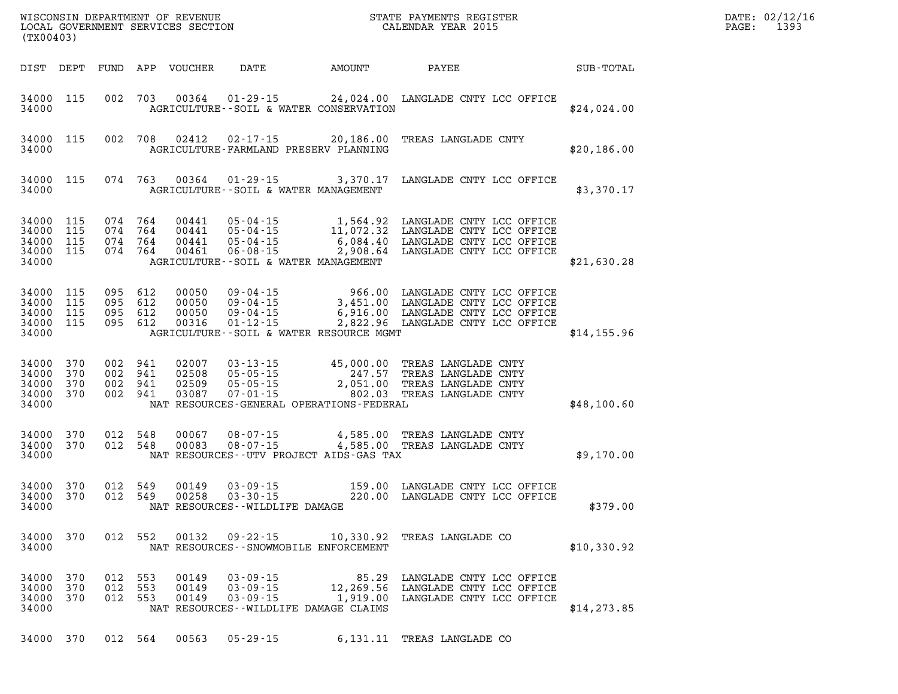WISCONSIN DEPARTMENT OF REVENUE
LOCAL GOVERNMENT SERVICES SECTION
(TX00403)

STATE PAYMENTS REGISTER
CALENDAR YEAR 2015

DATE: 02/12/16
PAGE: 1393

| DIST | DEPT | FUND | APP | VOUCHER | DATE | AMOUNT | PAYEE | SUB-TOTAL |
|---|---|---|---|---|---|---|---|---|
| 34000 | 115 | 002 | 703 | 00364 | 01-29-15 | 24,024.00 | LANGLADE CNTY LCC OFFICE | |
| 34000 | | | | | AGRICULTURE--SOIL & WATER CONSERVATION | | | $24,024.00 |
| 34000 | 115 | 002 | 708 | 02412 | 02-17-15 | 20,186.00 | TREAS LANGLADE CNTY | |
| 34000 | | | | | AGRICULTURE-FARMLAND PRESERV PLANNING | | | $20,186.00 |
| 34000 | 115 | 074 | 763 | 00364 | 01-29-15 | 3,370.17 | LANGLADE CNTY LCC OFFICE | |
| 34000 | | | | | AGRICULTURE--SOIL & WATER MANAGEMENT | | | $3,370.17 |
| 34000 | 115 | 074 | 764 | 00441 | 05-04-15 | 1,564.92 | LANGLADE CNTY LCC OFFICE | |
| 34000 | 115 | 074 | 764 | 00441 | 05-04-15 | 11,072.32 | LANGLADE CNTY LCC OFFICE | |
| 34000 | 115 | 074 | 764 | 00441 | 05-04-15 | 6,084.40 | LANGLADE CNTY LCC OFFICE | |
| 34000 | 115 | 074 | 764 | 00461 | 06-08-15 | 2,908.64 | LANGLADE CNTY LCC OFFICE | |
| 34000 | | | | | AGRICULTURE--SOIL & WATER MANAGEMENT | | | $21,630.28 |
| 34000 | 115 | 095 | 612 | 00050 | 09-04-15 | 966.00 | LANGLADE CNTY LCC OFFICE | |
| 34000 | 115 | 095 | 612 | 00050 | 09-04-15 | 3,451.00 | LANGLADE CNTY LCC OFFICE | |
| 34000 | 115 | 095 | 612 | 00050 | 09-04-15 | 6,916.00 | LANGLADE CNTY LCC OFFICE | |
| 34000 | 115 | 095 | 612 | 00316 | 01-12-15 | 2,822.96 | LANGLADE CNTY LCC OFFICE | |
| 34000 | | | | | AGRICULTURE--SOIL & WATER RESOURCE MGMT | | | $14,155.96 |
| 34000 | 370 | 002 | 941 | 02007 | 03-13-15 | 45,000.00 | TREAS LANGLADE CNTY | |
| 34000 | 370 | 002 | 941 | 02508 | 05-05-15 | 247.57 | TREAS LANGLADE CNTY | |
| 34000 | 370 | 002 | 941 | 02509 | 05-05-15 | 2,051.00 | TREAS LANGLADE CNTY | |
| 34000 | 370 | 002 | 941 | 03087 | 07-01-15 | 802.03 | TREAS LANGLADE CNTY | |
| 34000 | | | | | NAT RESOURCES-GENERAL OPERATIONS-FEDERAL | | | $48,100.60 |
| 34000 | 370 | 012 | 548 | 00067 | 08-07-15 | 4,585.00 | TREAS LANGLADE CNTY | |
| 34000 | 370 | 012 | 548 | 00083 | 08-07-15 | 4,585.00 | TREAS LANGLADE CNTY | |
| 34000 | | | | | NAT RESOURCES--UTV PROJECT AIDS-GAS TAX | | | $9,170.00 |
| 34000 | 370 | 012 | 549 | 00149 | 03-09-15 | 159.00 | LANGLADE CNTY LCC OFFICE | |
| 34000 | 370 | 012 | 549 | 00258 | 03-30-15 | 220.00 | LANGLADE CNTY LCC OFFICE | |
| 34000 | | | | | NAT RESOURCES--WILDLIFE DAMAGE | | | $379.00 |
| 34000 | 370 | 012 | 552 | 00132 | 09-22-15 | 10,330.92 | TREAS LANGLADE CO | |
| 34000 | | | | | NAT RESOURCES--SNOWMOBILE ENFORCEMENT | | | $10,330.92 |
| 34000 | 370 | 012 | 553 | 00149 | 03-09-15 | 85.29 | LANGLADE CNTY LCC OFFICE | |
| 34000 | 370 | 012 | 553 | 00149 | 03-09-15 | 12,269.56 | LANGLADE CNTY LCC OFFICE | |
| 34000 | 370 | 012 | 553 | 00149 | 03-09-15 | 1,919.00 | LANGLADE CNTY LCC OFFICE | |
| 34000 | | | | | NAT RESOURCES--WILDLIFE DAMAGE CLAIMS | | | $14,273.85 |
| 34000 | 370 | 012 | 564 | 00563 | 05-29-15 | 6,131.11 | TREAS LANGLADE CO | |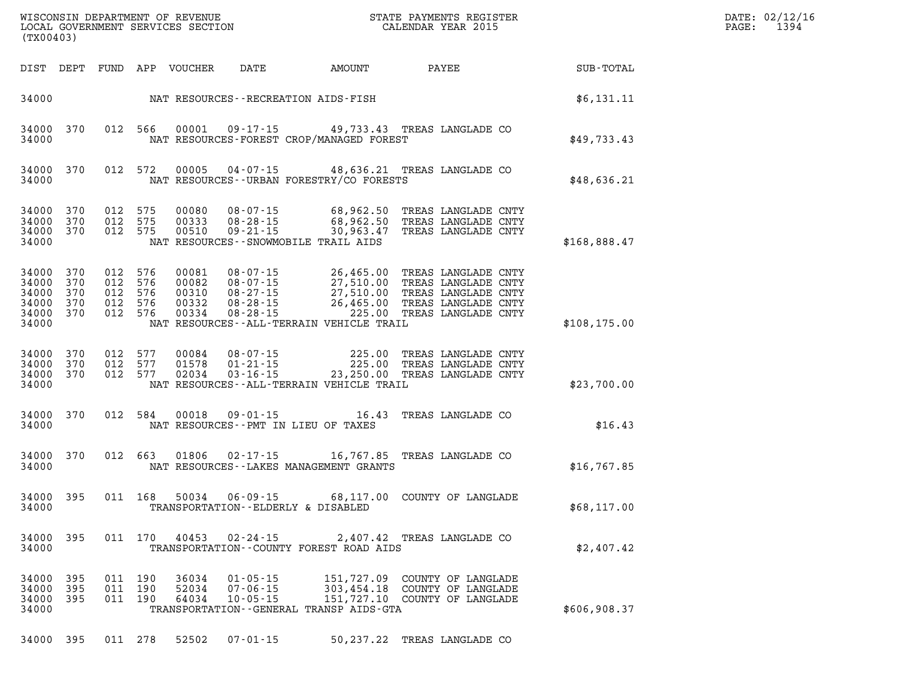| DIST | DEPT | FUND | APP | VOUCHER | DATE | AMOUNT | PAYEE | SUB-TOTAL |
|---|---|---|---|---|---|---|---|---|
| 34000 | | | | | NAT RESOURCES--RECREATION AIDS-FISH | | | $6,131.11 |
| 34000 | 370 | 012 | 566 | 00001 | 09-17-15 | 49,733.43 | TREAS LANGLADE CO | |
| 34000 | | | | | NAT RESOURCES-FOREST CROP/MANAGED FOREST | | | $49,733.43 |
| 34000 | 370 | 012 | 572 | 00005 | 04-07-15 | 48,636.21 | TREAS LANGLADE CO | |
| 34000 | | | | | NAT RESOURCES--URBAN FORESTRY/CO FORESTS | | | $48,636.21 |
| 34000 | 370 | 012 | 575 | 00080 | 08-07-15 | 68,962.50 | TREAS LANGLADE CNTY | |
| 34000 | 370 | 012 | 575 | 00333 | 08-28-15 | 68,962.50 | TREAS LANGLADE CNTY | |
| 34000 | 370 | 012 | 575 | 00510 | 09-21-15 | 30,963.47 | TREAS LANGLADE CNTY | |
| 34000 | | | | | NAT RESOURCES--SNOWMOBILE TRAIL AIDS | | | $168,888.47 |
| 34000 | 370 | 012 | 576 | 00081 | 08-07-15 | 26,465.00 | TREAS LANGLADE CNTY | |
| 34000 | 370 | 012 | 576 | 00082 | 08-07-15 | 27,510.00 | TREAS LANGLADE CNTY | |
| 34000 | 370 | 012 | 576 | 00310 | 08-27-15 | 27,510.00 | TREAS LANGLADE CNTY | |
| 34000 | 370 | 012 | 576 | 00332 | 08-28-15 | 26,465.00 | TREAS LANGLADE CNTY | |
| 34000 | 370 | 012 | 576 | 00334 | 08-28-15 | 225.00 | TREAS LANGLADE CNTY | |
| 34000 | | | | | NAT RESOURCES--ALL-TERRAIN VEHICLE TRAIL | | | $108,175.00 |
| 34000 | 370 | 012 | 577 | 00084 | 08-07-15 | 225.00 | TREAS LANGLADE CNTY | |
| 34000 | 370 | 012 | 577 | 01578 | 01-21-15 | 225.00 | TREAS LANGLADE CNTY | |
| 34000 | 370 | 012 | 577 | 02034 | 03-16-15 | 23,250.00 | TREAS LANGLADE CNTY | |
| 34000 | | | | | NAT RESOURCES--ALL-TERRAIN VEHICLE TRAIL | | | $23,700.00 |
| 34000 | 370 | 012 | 584 | 00018 | 09-01-15 | 16.43 | TREAS LANGLADE CO | |
| 34000 | | | | | NAT RESOURCES--PMT IN LIEU OF TAXES | | | $16.43 |
| 34000 | 370 | 012 | 663 | 01806 | 02-17-15 | 16,767.85 | TREAS LANGLADE CO | |
| 34000 | | | | | NAT RESOURCES--LAKES MANAGEMENT GRANTS | | | $16,767.85 |
| 34000 | 395 | 011 | 168 | 50034 | 06-09-15 | 68,117.00 | COUNTY OF LANGLADE | |
| 34000 | | | | | TRANSPORTATION--ELDERLY & DISABLED | | | $68,117.00 |
| 34000 | 395 | 011 | 170 | 40453 | 02-24-15 | 2,407.42 | TREAS LANGLADE CO | |
| 34000 | | | | | TRANSPORTATION--COUNTY FOREST ROAD AIDS | | | $2,407.42 |
| 34000 | 395 | 011 | 190 | 36034 | 01-05-15 | 151,727.09 | COUNTY OF LANGLADE | |
| 34000 | 395 | 011 | 190 | 52034 | 07-06-15 | 303,454.18 | COUNTY OF LANGLADE | |
| 34000 | 395 | 011 | 190 | 64034 | 10-05-15 | 151,727.10 | COUNTY OF LANGLADE | |
| 34000 | | | | | TRANSPORTATION--GENERAL TRANSP AIDS-GTA | | | $606,908.37 |
| 34000 | 395 | 011 | 278 | 52502 | 07-01-15 | 50,237.22 | TREAS LANGLADE CO | |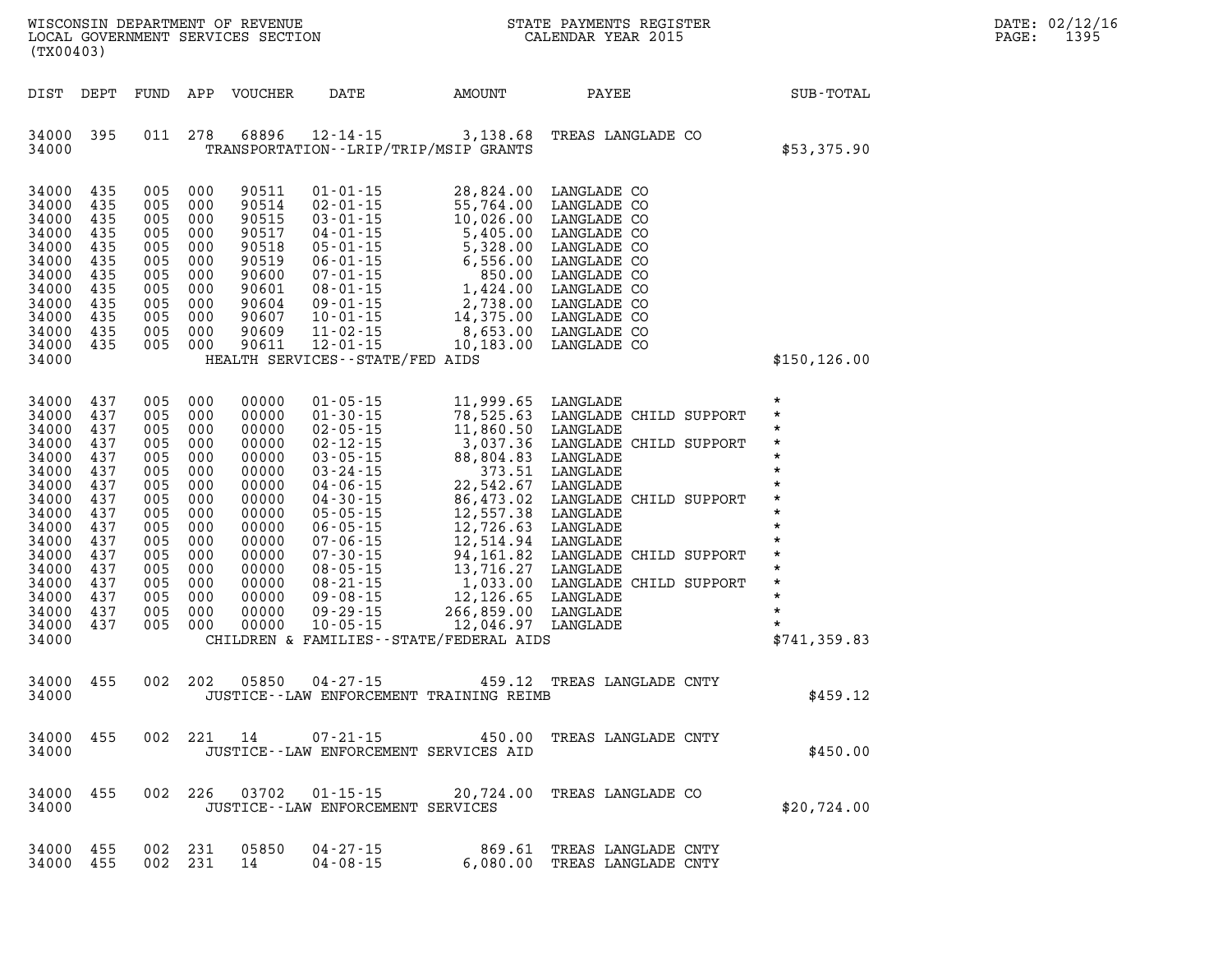WISCONSIN DEPARTMENT OF REVENUE
LOCAL GOVERNMENT SERVICES SECTION
(TX00403)

STATE PAYMENTS REGISTER
CALENDAR YEAR 2015

DATE: 02/12/16
PAGE: 1395

| DIST | DEPT | FUND | APP | VOUCHER | DATE | AMOUNT | PAYEE | SUB-TOTAL |
|---|---|---|---|---|---|---|---|---|
| 34000 | 395 | 011 | 278 | 68896 | 12-14-15 | 3,138.68 | TREAS LANGLADE CO | |
| 34000 | | | | | TRANSPORTATION--LRIP/TRIP/MSIP GRANTS | | | $53,375.90 |
| 34000 | 435 | 005 | 000 | 90511 | 01-01-15 | 28,824.00 | LANGLADE CO | |
| 34000 | 435 | 005 | 000 | 90514 | 02-01-15 | 55,764.00 | LANGLADE CO | |
| 34000 | 435 | 005 | 000 | 90515 | 03-01-15 | 10,026.00 | LANGLADE CO | |
| 34000 | 435 | 005 | 000 | 90517 | 04-01-15 | 5,405.00 | LANGLADE CO | |
| 34000 | 435 | 005 | 000 | 90518 | 05-01-15 | 5,328.00 | LANGLADE CO | |
| 34000 | 435 | 005 | 000 | 90519 | 06-01-15 | 6,556.00 | LANGLADE CO | |
| 34000 | 435 | 005 | 000 | 90600 | 07-01-15 | 850.00 | LANGLADE CO | |
| 34000 | 435 | 005 | 000 | 90601 | 08-01-15 | 1,424.00 | LANGLADE CO | |
| 34000 | 435 | 005 | 000 | 90604 | 09-01-15 | 2,738.00 | LANGLADE CO | |
| 34000 | 435 | 005 | 000 | 90607 | 10-01-15 | 14,375.00 | LANGLADE CO | |
| 34000 | 435 | 005 | 000 | 90609 | 11-02-15 | 8,653.00 | LANGLADE CO | |
| 34000 | 435 | 005 | 000 | 90611 | 12-01-15 | 10,183.00 | LANGLADE CO | |
| 34000 | | | | | HEALTH SERVICES--STATE/FED AIDS | | | $150,126.00 |
| 34000 | 437 | 005 | 000 | 00000 | 01-05-15 | 11,999.65 | LANGLADE | * |
| 34000 | 437 | 005 | 000 | 00000 | 01-30-15 | 78,525.63 | LANGLADE CHILD SUPPORT | * |
| 34000 | 437 | 005 | 000 | 00000 | 02-05-15 | 11,860.50 | LANGLADE | * |
| 34000 | 437 | 005 | 000 | 00000 | 02-12-15 | 3,037.36 | LANGLADE CHILD SUPPORT | * |
| 34000 | 437 | 005 | 000 | 00000 | 03-05-15 | 88,804.83 | LANGLADE | * |
| 34000 | 437 | 005 | 000 | 00000 | 03-24-15 | 373.51 | LANGLADE | * |
| 34000 | 437 | 005 | 000 | 00000 | 04-06-15 | 22,542.67 | LANGLADE | * |
| 34000 | 437 | 005 | 000 | 00000 | 04-30-15 | 86,473.02 | LANGLADE CHILD SUPPORT | * |
| 34000 | 437 | 005 | 000 | 00000 | 05-05-15 | 12,557.38 | LANGLADE | * |
| 34000 | 437 | 005 | 000 | 00000 | 06-05-15 | 12,726.63 | LANGLADE | * |
| 34000 | 437 | 005 | 000 | 00000 | 07-06-15 | 12,514.94 | LANGLADE | * |
| 34000 | 437 | 005 | 000 | 00000 | 07-30-15 | 94,161.82 | LANGLADE CHILD SUPPORT | * |
| 34000 | 437 | 005 | 000 | 00000 | 08-05-15 | 13,716.27 | LANGLADE | * |
| 34000 | 437 | 005 | 000 | 00000 | 08-21-15 | 1,033.00 | LANGLADE CHILD SUPPORT | * |
| 34000 | 437 | 005 | 000 | 00000 | 09-08-15 | 12,126.65 | LANGLADE | * |
| 34000 | 437 | 005 | 000 | 00000 | 09-29-15 | 266,859.00 | LANGLADE | * |
| 34000 | 437 | 005 | 000 | 00000 | 10-05-15 | 12,046.97 | LANGLADE | * |
| 34000 | | | | | CHILDREN & FAMILIES--STATE/FEDERAL AIDS | | | $741,359.83 |
| 34000 | 455 | 002 | 202 | 05850 | 04-27-15 | 459.12 | TREAS LANGLADE CNTY | |
| 34000 | | | | | JUSTICE--LAW ENFORCEMENT TRAINING REIMB | | | $459.12 |
| 34000 | 455 | 002 | 221 | 14 | 07-21-15 | 450.00 | TREAS LANGLADE CNTY | |
| 34000 | | | | | JUSTICE--LAW ENFORCEMENT SERVICES AID | | | $450.00 |
| 34000 | 455 | 002 | 226 | 03702 | 01-15-15 | 20,724.00 | TREAS LANGLADE CO | |
| 34000 | | | | | JUSTICE--LAW ENFORCEMENT SERVICES | | | $20,724.00 |
| 34000 | 455 | 002 | 231 | 05850 | 04-27-15 | 869.61 | TREAS LANGLADE CNTY | |
| 34000 | 455 | 002 | 231 | 14 | 04-08-15 | 6,080.00 | TREAS LANGLADE CNTY | |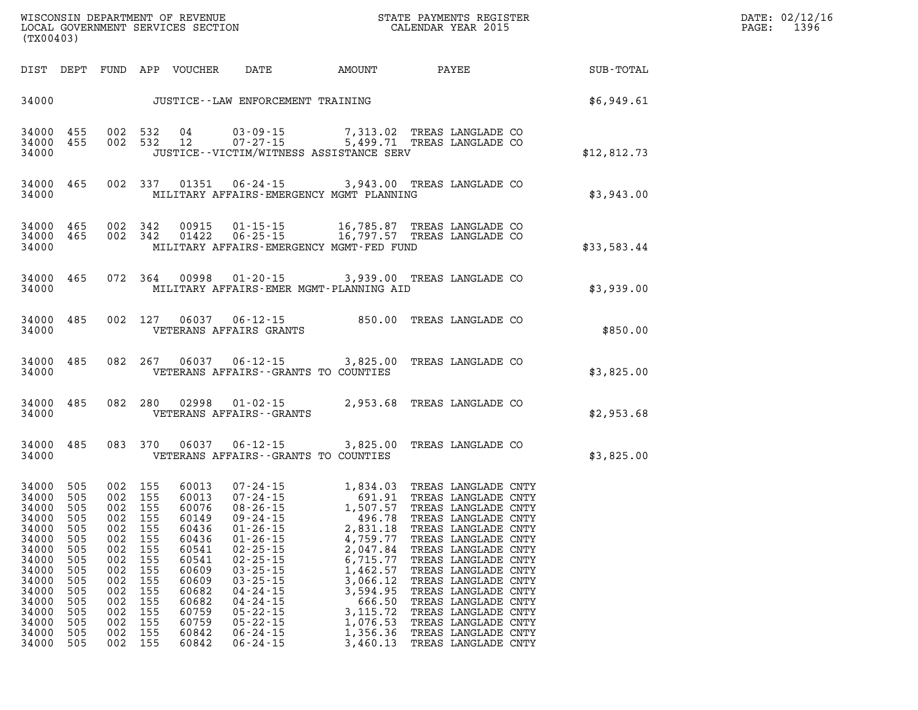| DIST | DEPT | FUND | APP | VOUCHER | DATE | AMOUNT | PAYEE | SUB-TOTAL |
|---|---|---|---|---|---|---|---|---|
| 34000 | | | | JUSTICE--LAW ENFORCEMENT TRAINING | | | | $6,949.61 |
| 34000 | 455 | 002 | 532 | 04 | 03-09-15 | 7,313.02 | TREAS LANGLADE CO | |
| 34000 | 455 | 002 | 532 | 12 | 07-27-15 | 5,499.71 | TREAS LANGLADE CO | |
| 34000 | | | | JUSTICE--VICTIM/WITNESS ASSISTANCE SERV | | | | $12,812.73 |
| 34000 | 465 | 002 | 337 | 01351 | 06-24-15 | 3,943.00 | TREAS LANGLADE CO | |
| 34000 | | | | MILITARY AFFAIRS-EMERGENCY MGMT PLANNING | | | | $3,943.00 |
| 34000 | 465 | 002 | 342 | 00915 | 01-15-15 | 16,785.87 | TREAS LANGLADE CO | |
| 34000 | 465 | 002 | 342 | 01422 | 06-25-15 | 16,797.57 | TREAS LANGLADE CO | |
| 34000 | | | | MILITARY AFFAIRS-EMERGENCY MGMT-FED FUND | | | | $33,583.44 |
| 34000 | 465 | 072 | 364 | 00998 | 01-20-15 | 3,939.00 | TREAS LANGLADE CO | |
| 34000 | | | | MILITARY AFFAIRS-EMER MGMT-PLANNING AID | | | | $3,939.00 |
| 34000 | 485 | 002 | 127 | 06037 | 06-12-15 | 850.00 | TREAS LANGLADE CO | |
| 34000 | | | | VETERANS AFFAIRS GRANTS | | | | $850.00 |
| 34000 | 485 | 082 | 267 | 06037 | 06-12-15 | 3,825.00 | TREAS LANGLADE CO | |
| 34000 | | | | VETERANS AFFAIRS--GRANTS TO COUNTIES | | | | $3,825.00 |
| 34000 | 485 | 082 | 280 | 02998 | 01-02-15 | 2,953.68 | TREAS LANGLADE CO | |
| 34000 | | | | VETERANS AFFAIRS--GRANTS | | | | $2,953.68 |
| 34000 | 485 | 083 | 370 | 06037 | 06-12-15 | 3,825.00 | TREAS LANGLADE CO | |
| 34000 | | | | VETERANS AFFAIRS--GRANTS TO COUNTIES | | | | $3,825.00 |
| 34000 | 505 | 002 | 155 | 60013 | 07-24-15 | 1,834.03 | TREAS LANGLADE CNTY | |
| 34000 | 505 | 002 | 155 | 60013 | 07-24-15 | 691.91 | TREAS LANGLADE CNTY | |
| 34000 | 505 | 002 | 155 | 60076 | 08-26-15 | 1,507.57 | TREAS LANGLADE CNTY | |
| 34000 | 505 | 002 | 155 | 60149 | 09-24-15 | 496.78 | TREAS LANGLADE CNTY | |
| 34000 | 505 | 002 | 155 | 60436 | 01-26-15 | 2,831.18 | TREAS LANGLADE CNTY | |
| 34000 | 505 | 002 | 155 | 60436 | 01-26-15 | 4,759.77 | TREAS LANGLADE CNTY | |
| 34000 | 505 | 002 | 155 | 60541 | 02-25-15 | 2,047.84 | TREAS LANGLADE CNTY | |
| 34000 | 505 | 002 | 155 | 60541 | 02-25-15 | 6,715.77 | TREAS LANGLADE CNTY | |
| 34000 | 505 | 002 | 155 | 60609 | 03-25-15 | 1,462.57 | TREAS LANGLADE CNTY | |
| 34000 | 505 | 002 | 155 | 60609 | 03-25-15 | 3,066.12 | TREAS LANGLADE CNTY | |
| 34000 | 505 | 002 | 155 | 60682 | 04-24-15 | 3,594.95 | TREAS LANGLADE CNTY | |
| 34000 | 505 | 002 | 155 | 60682 | 04-24-15 | 666.50 | TREAS LANGLADE CNTY | |
| 34000 | 505 | 002 | 155 | 60759 | 05-22-15 | 3,115.72 | TREAS LANGLADE CNTY | |
| 34000 | 505 | 002 | 155 | 60759 | 05-22-15 | 1,076.53 | TREAS LANGLADE CNTY | |
| 34000 | 505 | 002 | 155 | 60842 | 06-24-15 | 1,356.36 | TREAS LANGLADE CNTY | |
| 34000 | 505 | 002 | 155 | 60842 | 06-24-15 | 3,460.13 | TREAS LANGLADE CNTY | |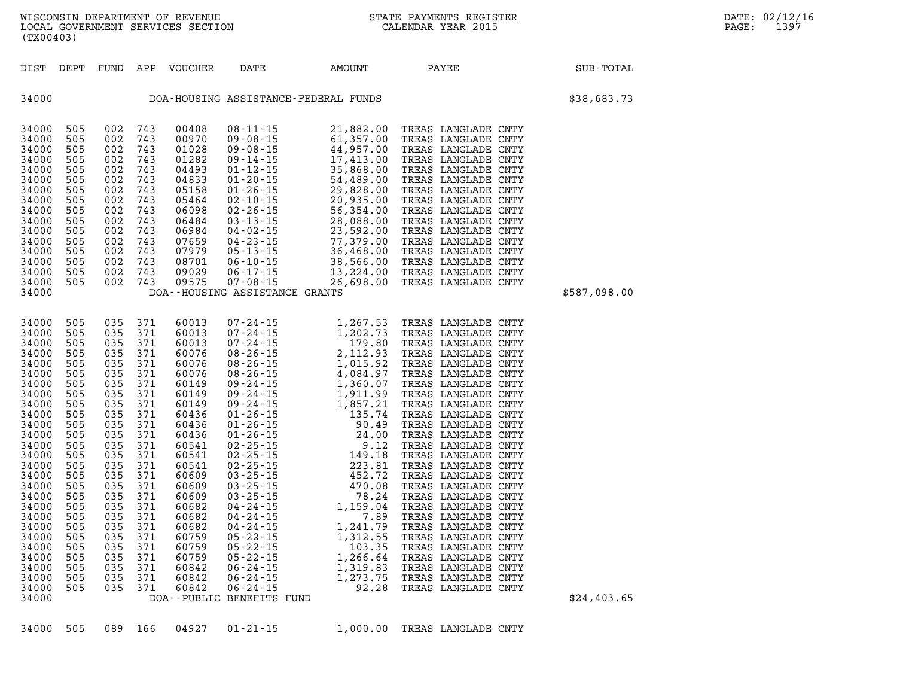| DIST | DEPT | FUND | APP | VOUCHER | DATE | AMOUNT | PAYEE | SUB-TOTAL |
|---|---|---|---|---|---|---|---|---|
| 34000 | | | | DOA-HOUSING ASSISTANCE-FEDERAL FUNDS | | | | $38,683.73 |
| 34000 | 505 | 002 | 743 | 00408 | 08-11-15 | 21,882.00 | TREAS LANGLADE CNTY | |
| 34000 | 505 | 002 | 743 | 00970 | 09-08-15 | 61,357.00 | TREAS LANGLADE CNTY | |
| 34000 | 505 | 002 | 743 | 01028 | 09-08-15 | 44,957.00 | TREAS LANGLADE CNTY | |
| 34000 | 505 | 002 | 743 | 01282 | 09-14-15 | 17,413.00 | TREAS LANGLADE CNTY | |
| 34000 | 505 | 002 | 743 | 04493 | 01-12-15 | 35,868.00 | TREAS LANGLADE CNTY | |
| 34000 | 505 | 002 | 743 | 04833 | 01-20-15 | 54,489.00 | TREAS LANGLADE CNTY | |
| 34000 | 505 | 002 | 743 | 05158 | 01-26-15 | 29,828.00 | TREAS LANGLADE CNTY | |
| 34000 | 505 | 002 | 743 | 05464 | 02-10-15 | 20,935.00 | TREAS LANGLADE CNTY | |
| 34000 | 505 | 002 | 743 | 06098 | 02-26-15 | 56,354.00 | TREAS LANGLADE CNTY | |
| 34000 | 505 | 002 | 743 | 06484 | 03-13-15 | 28,088.00 | TREAS LANGLADE CNTY | |
| 34000 | 505 | 002 | 743 | 06984 | 04-02-15 | 23,592.00 | TREAS LANGLADE CNTY | |
| 34000 | 505 | 002 | 743 | 07659 | 04-23-15 | 77,379.00 | TREAS LANGLADE CNTY | |
| 34000 | 505 | 002 | 743 | 07979 | 05-13-15 | 36,468.00 | TREAS LANGLADE CNTY | |
| 34000 | 505 | 002 | 743 | 08701 | 06-10-15 | 38,566.00 | TREAS LANGLADE CNTY | |
| 34000 | 505 | 002 | 743 | 09029 | 06-17-15 | 13,224.00 | TREAS LANGLADE CNTY | |
| 34000 | 505 | 002 | 743 | 09575 | 07-08-15 | 26,698.00 | TREAS LANGLADE CNTY | |
| 34000 | | | | DOA--HOUSING ASSISTANCE GRANTS | | | | $587,098.00 |
| 34000 | 505 | 035 | 371 | 60013 | 07-24-15 | 1,267.53 | TREAS LANGLADE CNTY | |
| 34000 | 505 | 035 | 371 | 60013 | 07-24-15 | 1,202.73 | TREAS LANGLADE CNTY | |
| 34000 | 505 | 035 | 371 | 60013 | 07-24-15 | 179.80 | TREAS LANGLADE CNTY | |
| 34000 | 505 | 035 | 371 | 60076 | 08-26-15 | 2,112.93 | TREAS LANGLADE CNTY | |
| 34000 | 505 | 035 | 371 | 60076 | 08-26-15 | 1,015.92 | TREAS LANGLADE CNTY | |
| 34000 | 505 | 035 | 371 | 60076 | 08-26-15 | 4,084.97 | TREAS LANGLADE CNTY | |
| 34000 | 505 | 035 | 371 | 60149 | 09-24-15 | 1,360.07 | TREAS LANGLADE CNTY | |
| 34000 | 505 | 035 | 371 | 60149 | 09-24-15 | 1,911.99 | TREAS LANGLADE CNTY | |
| 34000 | 505 | 035 | 371 | 60149 | 09-24-15 | 1,857.21 | TREAS LANGLADE CNTY | |
| 34000 | 505 | 035 | 371 | 60436 | 01-26-15 | 135.74 | TREAS LANGLADE CNTY | |
| 34000 | 505 | 035 | 371 | 60436 | 01-26-15 | 90.49 | TREAS LANGLADE CNTY | |
| 34000 | 505 | 035 | 371 | 60436 | 01-26-15 | 24.00 | TREAS LANGLADE CNTY | |
| 34000 | 505 | 035 | 371 | 60541 | 02-25-15 | 9.12 | TREAS LANGLADE CNTY | |
| 34000 | 505 | 035 | 371 | 60541 | 02-25-15 | 149.18 | TREAS LANGLADE CNTY | |
| 34000 | 505 | 035 | 371 | 60541 | 02-25-15 | 223.81 | TREAS LANGLADE CNTY | |
| 34000 | 505 | 035 | 371 | 60609 | 03-25-15 | 452.72 | TREAS LANGLADE CNTY | |
| 34000 | 505 | 035 | 371 | 60609 | 03-25-15 | 470.08 | TREAS LANGLADE CNTY | |
| 34000 | 505 | 035 | 371 | 60609 | 03-25-15 | 78.24 | TREAS LANGLADE CNTY | |
| 34000 | 505 | 035 | 371 | 60682 | 04-24-15 | 1,159.04 | TREAS LANGLADE CNTY | |
| 34000 | 505 | 035 | 371 | 60682 | 04-24-15 | 7.89 | TREAS LANGLADE CNTY | |
| 34000 | 505 | 035 | 371 | 60682 | 04-24-15 | 1,241.79 | TREAS LANGLADE CNTY | |
| 34000 | 505 | 035 | 371 | 60759 | 05-22-15 | 1,312.55 | TREAS LANGLADE CNTY | |
| 34000 | 505 | 035 | 371 | 60759 | 05-22-15 | 103.35 | TREAS LANGLADE CNTY | |
| 34000 | 505 | 035 | 371 | 60759 | 05-22-15 | 1,266.64 | TREAS LANGLADE CNTY | |
| 34000 | 505 | 035 | 371 | 60842 | 06-24-15 | 1,319.83 | TREAS LANGLADE CNTY | |
| 34000 | 505 | 035 | 371 | 60842 | 06-24-15 | 1,273.75 | TREAS LANGLADE CNTY | |
| 34000 | 505 | 035 | 371 | 60842 | 06-24-15 | 92.28 | TREAS LANGLADE CNTY | |
| 34000 | | | | DOA--PUBLIC BENEFITS FUND | | | | $24,403.65 |
| 34000 | 505 | 089 | 166 | 04927 | 01-21-15 | 1,000.00 | TREAS LANGLADE CNTY | |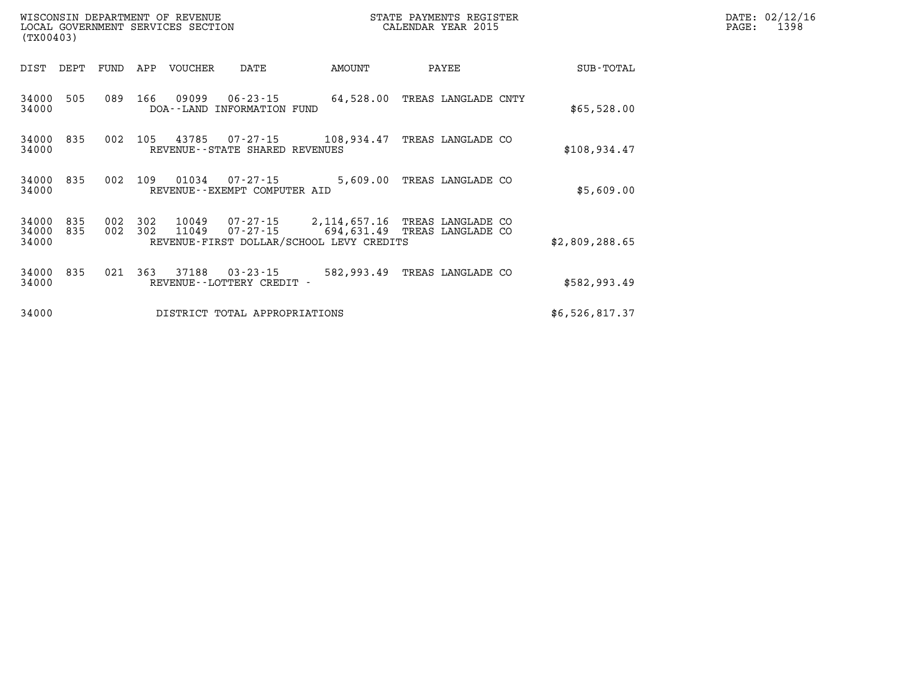WISCONSIN DEPARTMENT OF REVENUE
LOCAL GOVERNMENT SERVICES SECTION
(TX00403)

STATE PAYMENTS REGISTER
CALENDAR YEAR 2015

| DIST | DEPT | FUND | APP | VOUCHER | DATE | AMOUNT | PAYEE | SUB-TOTAL |
|---|---|---|---|---|---|---|---|---|
| 34000 | 505 | 089 | 166 | 09099 | 06-23-15 | 64,528.00 | TREAS LANGLADE CNTY | |
| 34000 | | | | DOA--LAND INFORMATION FUND | | | | $65,528.00 |
| 34000 | 835 | 002 | 105 | 43785 | 07-27-15 | 108,934.47 | TREAS LANGLADE CO | |
| 34000 | | | | REVENUE--STATE SHARED REVENUES | | | | $108,934.47 |
| 34000 | 835 | 002 | 109 | 01034 | 07-27-15 | 5,609.00 | TREAS LANGLADE CO | |
| 34000 | | | | REVENUE--EXEMPT COMPUTER AID | | | | $5,609.00 |
| 34000 | 835 | 002 | 302 | 10049 | 07-27-15 | 2,114,657.16 | TREAS LANGLADE CO | |
| 34000 | 835 | 002 | 302 | 11049 | 07-27-15 | 694,631.49 | TREAS LANGLADE CO | |
| 34000 | | | | REVENUE-FIRST DOLLAR/SCHOOL LEVY CREDITS | | | | $2,809,288.65 |
| 34000 | 835 | 021 | 363 | 37188 | 03-23-15 | 582,993.49 | TREAS LANGLADE CO | |
| 34000 | | | | REVENUE--LOTTERY CREDIT - | | | | $582,993.49 |
| 34000 | | | | DISTRICT TOTAL APPROPRIATIONS | | | | $6,526,817.37 |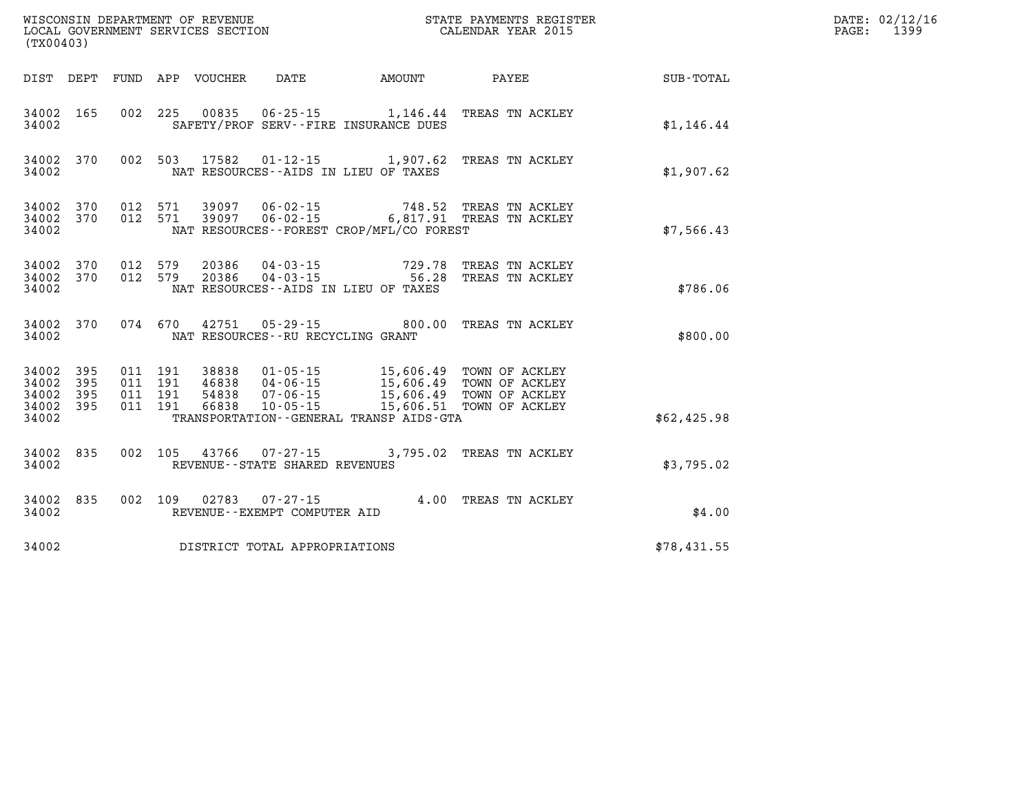WISCONSIN DEPARTMENT OF REVENUE
LOCAL GOVERNMENT SERVICES SECTION
(TX00403)

STATE PAYMENTS REGISTER
CALENDAR YEAR 2015

DATE: 02/12/16
PAGE: 1399

| DIST | DEPT | FUND | APP | VOUCHER | DATE | AMOUNT | PAYEE | SUB-TOTAL |
|---|---|---|---|---|---|---|---|---|
| 34002 | 165 | 002 | 225 | 00835 | 06-25-15 | 1,146.44 | TREAS TN ACKLEY | |
| 34002 | | | | | SAFETY/PROF SERV--FIRE INSURANCE DUES | | | $1,146.44 |
| 34002 | 370 | 002 | 503 | 17582 | 01-12-15 | 1,907.62 | TREAS TN ACKLEY | |
| 34002 | | | | | NAT RESOURCES--AIDS IN LIEU OF TAXES | | | $1,907.62 |
| 34002 | 370 | 012 | 571 | 39097 | 06-02-15 | 748.52 | TREAS TN ACKLEY | |
| 34002 | 370 | 012 | 571 | 39097 | 06-02-15 | 6,817.91 | TREAS TN ACKLEY | |
| 34002 | | | | | NAT RESOURCES--FOREST CROP/MFL/CO FOREST | | | $7,566.43 |
| 34002 | 370 | 012 | 579 | 20386 | 04-03-15 | 729.78 | TREAS TN ACKLEY | |
| 34002 | 370 | 012 | 579 | 20386 | 04-03-15 | 56.28 | TREAS TN ACKLEY | |
| 34002 | | | | | NAT RESOURCES--AIDS IN LIEU OF TAXES | | | $786.06 |
| 34002 | 370 | 074 | 670 | 42751 | 05-29-15 | 800.00 | TREAS TN ACKLEY | |
| 34002 | | | | | NAT RESOURCES--RU RECYCLING GRANT | | | $800.00 |
| 34002 | 395 | 011 | 191 | 38838 | 01-05-15 | 15,606.49 | TOWN OF ACKLEY | |
| 34002 | 395 | 011 | 191 | 46838 | 04-06-15 | 15,606.49 | TOWN OF ACKLEY | |
| 34002 | 395 | 011 | 191 | 54838 | 07-06-15 | 15,606.49 | TOWN OF ACKLEY | |
| 34002 | 395 | 011 | 191 | 66838 | 10-05-15 | 15,606.51 | TOWN OF ACKLEY | |
| 34002 | | | | | TRANSPORTATION--GENERAL TRANSP AIDS-GTA | | | $62,425.98 |
| 34002 | 835 | 002 | 105 | 43766 | 07-27-15 | 3,795.02 | TREAS TN ACKLEY | |
| 34002 | | | | | REVENUE--STATE SHARED REVENUES | | | $3,795.02 |
| 34002 | 835 | 002 | 109 | 02783 | 07-27-15 | 4.00 | TREAS TN ACKLEY | |
| 34002 | | | | | REVENUE--EXEMPT COMPUTER AID | | | $4.00 |
| 34002 | | | | | DISTRICT TOTAL APPROPRIATIONS | | | $78,431.55 |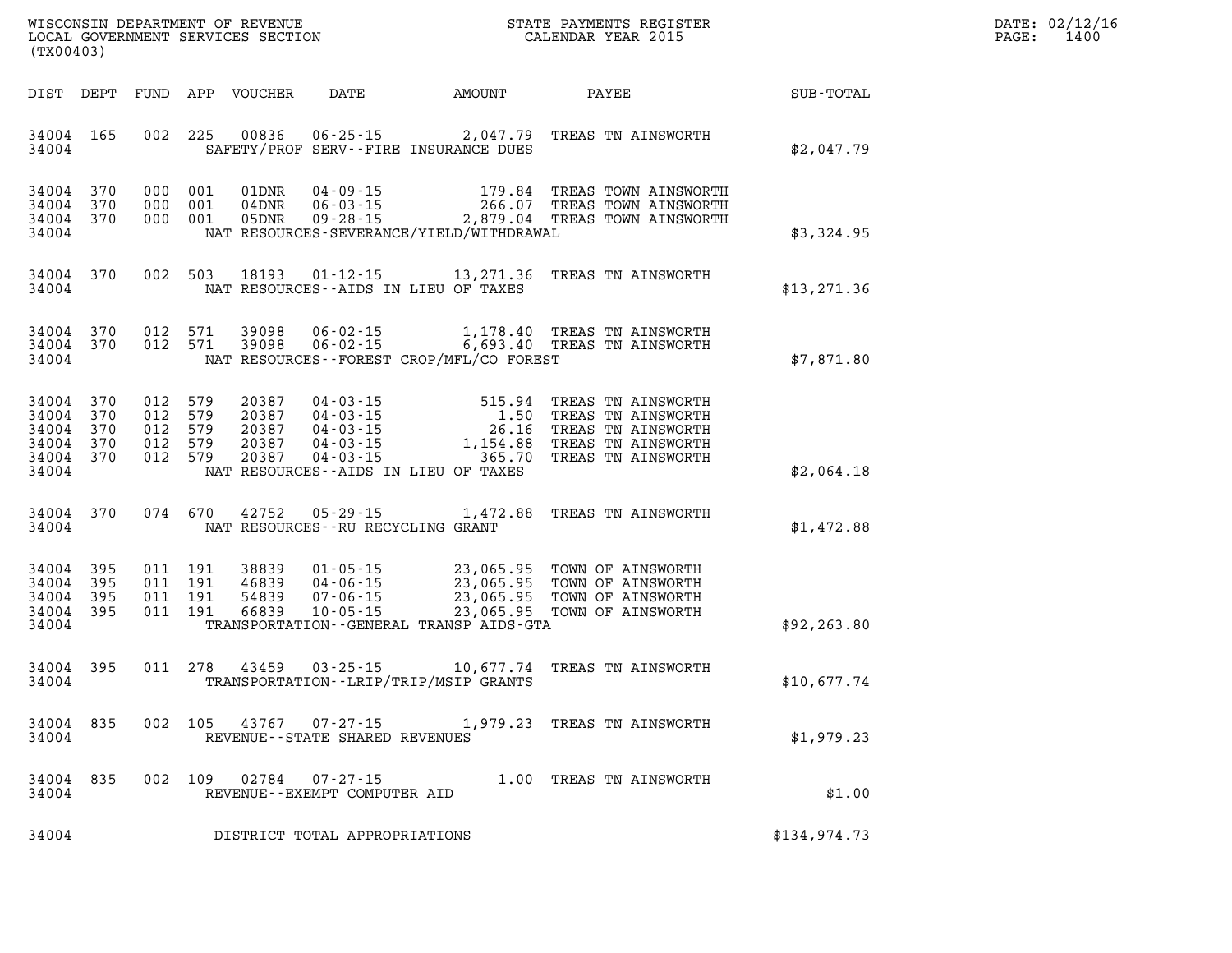WISCONSIN DEPARTMENT OF REVENUE
LOCAL GOVERNMENT SERVICES SECTION
(TX00403)

STATE PAYMENTS REGISTER
CALENDAR YEAR 2015

DATE: 02/12/16
PAGE: 1400

| DIST | DEPT | FUND | APP | VOUCHER | DATE | AMOUNT | PAYEE | SUB-TOTAL |
|---|---|---|---|---|---|---|---|---|
| 34004 | 165 | 002 | 225 | 00836 | 06-25-15 | 2,047.79 | TREAS TN AINSWORTH | |
| 34004 | | | | | SAFETY/PROF SERV--FIRE INSURANCE DUES | | | $2,047.79 |
| 34004 | 370 | 000 | 001 | 01DNR | 04-09-15 | 179.84 | TREAS TOWN AINSWORTH | |
| 34004 | 370 | 000 | 001 | 04DNR | 06-03-15 | 266.07 | TREAS TOWN AINSWORTH | |
| 34004 | 370 | 000 | 001 | 05DNR | 09-28-15 | 2,879.04 | TREAS TOWN AINSWORTH | |
| 34004 | | | | | NAT RESOURCES-SEVERANCE/YIELD/WITHDRAWAL | | | $3,324.95 |
| 34004 | 370 | 002 | 503 | 18193 | 01-12-15 | 13,271.36 | TREAS TN AINSWORTH | |
| 34004 | | | | | NAT RESOURCES--AIDS IN LIEU OF TAXES | | | $13,271.36 |
| 34004 | 370 | 012 | 571 | 39098 | 06-02-15 | 1,178.40 | TREAS TN AINSWORTH | |
| 34004 | 370 | 012 | 571 | 39098 | 06-02-15 | 6,693.40 | TREAS TN AINSWORTH | |
| 34004 | | | | | NAT RESOURCES--FOREST CROP/MFL/CO FOREST | | | $7,871.80 |
| 34004 | 370 | 012 | 579 | 20387 | 04-03-15 | 515.94 | TREAS TN AINSWORTH | |
| 34004 | 370 | 012 | 579 | 20387 | 04-03-15 | 1.50 | TREAS TN AINSWORTH | |
| 34004 | 370 | 012 | 579 | 20387 | 04-03-15 | 26.16 | TREAS TN AINSWORTH | |
| 34004 | 370 | 012 | 579 | 20387 | 04-03-15 | 1,154.88 | TREAS TN AINSWORTH | |
| 34004 | 370 | 012 | 579 | 20387 | 04-03-15 | 365.70 | TREAS TN AINSWORTH | |
| 34004 | | | | | NAT RESOURCES--AIDS IN LIEU OF TAXES | | | $2,064.18 |
| 34004 | 370 | 074 | 670 | 42752 | 05-29-15 | 1,472.88 | TREAS TN AINSWORTH | |
| 34004 | | | | | NAT RESOURCES--RU RECYCLING GRANT | | | $1,472.88 |
| 34004 | 395 | 011 | 191 | 38839 | 01-05-15 | 23,065.95 | TOWN OF AINSWORTH | |
| 34004 | 395 | 011 | 191 | 46839 | 04-06-15 | 23,065.95 | TOWN OF AINSWORTH | |
| 34004 | 395 | 011 | 191 | 54839 | 07-06-15 | 23,065.95 | TOWN OF AINSWORTH | |
| 34004 | 395 | 011 | 191 | 66839 | 10-05-15 | 23,065.95 | TOWN OF AINSWORTH | |
| 34004 | | | | | TRANSPORTATION--GENERAL TRANSP AIDS-GTA | | | $92,263.80 |
| 34004 | 395 | 011 | 278 | 43459 | 03-25-15 | 10,677.74 | TREAS TN AINSWORTH | |
| 34004 | | | | | TRANSPORTATION--LRIP/TRIP/MSIP GRANTS | | | $10,677.74 |
| 34004 | 835 | 002 | 105 | 43767 | 07-27-15 | 1,979.23 | TREAS TN AINSWORTH | |
| 34004 | | | | | REVENUE--STATE SHARED REVENUES | | | $1,979.23 |
| 34004 | 835 | 002 | 109 | 02784 | 07-27-15 | 1.00 | TREAS TN AINSWORTH | |
| 34004 | | | | | REVENUE--EXEMPT COMPUTER AID | | | $1.00 |
| 34004 | | | | | DISTRICT TOTAL APPROPRIATIONS | | | $134,974.73 |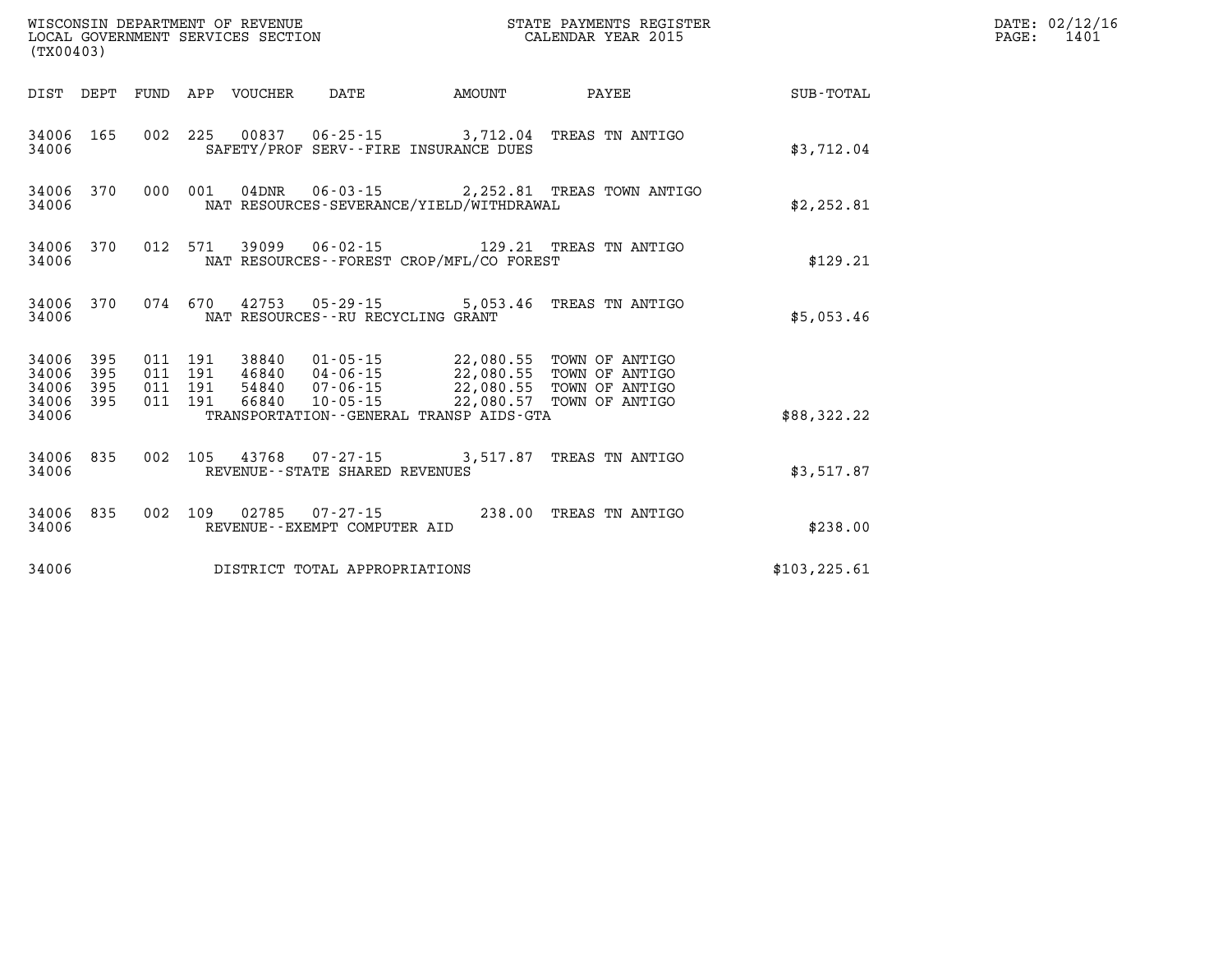WISCONSIN DEPARTMENT OF REVENUE
LOCAL GOVERNMENT SERVICES SECTION
(TX00403)

STATE PAYMENTS REGISTER
CALENDAR YEAR 2015

| DIST | DEPT | FUND | APP | VOUCHER | DATE | AMOUNT | PAYEE | SUB-TOTAL |
|---|---|---|---|---|---|---|---|---|
| 34006 | 165 | 002 | 225 | 00837 | 06-25-15 | 3,712.04 | TREAS TN ANTIGO | |
| 34006 | | | | SAFETY/PROF SERV--FIRE INSURANCE DUES | | | | $3,712.04 |
| 34006 | 370 | 000 | 001 | 04DNR | 06-03-15 | 2,252.81 | TREAS TOWN ANTIGO | |
| 34006 | | | | NAT RESOURCES-SEVERANCE/YIELD/WITHDRAWAL | | | | $2,252.81 |
| 34006 | 370 | 012 | 571 | 39099 | 06-02-15 | 129.21 | TREAS TN ANTIGO | |
| 34006 | | | | NAT RESOURCES--FOREST CROP/MFL/CO FOREST | | | | $129.21 |
| 34006 | 370 | 074 | 670 | 42753 | 05-29-15 | 5,053.46 | TREAS TN ANTIGO | |
| 34006 | | | | NAT RESOURCES--RU RECYCLING GRANT | | | | $5,053.46 |
| 34006 | 395 | 011 | 191 | 38840 | 01-05-15 | 22,080.55 | TOWN OF ANTIGO | |
| 34006 | 395 | 011 | 191 | 46840 | 04-06-15 | 22,080.55 | TOWN OF ANTIGO | |
| 34006 | 395 | 011 | 191 | 54840 | 07-06-15 | 22,080.55 | TOWN OF ANTIGO | |
| 34006 | 395 | 011 | 191 | 66840 | 10-05-15 | 22,080.57 | TOWN OF ANTIGO | |
| 34006 | | | | TRANSPORTATION--GENERAL TRANSP AIDS-GTA | | | | $88,322.22 |
| 34006 | 835 | 002 | 105 | 43768 | 07-27-15 | 3,517.87 | TREAS TN ANTIGO | |
| 34006 | | | | REVENUE--STATE SHARED REVENUES | | | | $3,517.87 |
| 34006 | 835 | 002 | 109 | 02785 | 07-27-15 | 238.00 | TREAS TN ANTIGO | |
| 34006 | | | | REVENUE--EXEMPT COMPUTER AID | | | | $238.00 |
| 34006 | | | | DISTRICT TOTAL APPROPRIATIONS | | | | $103,225.61 |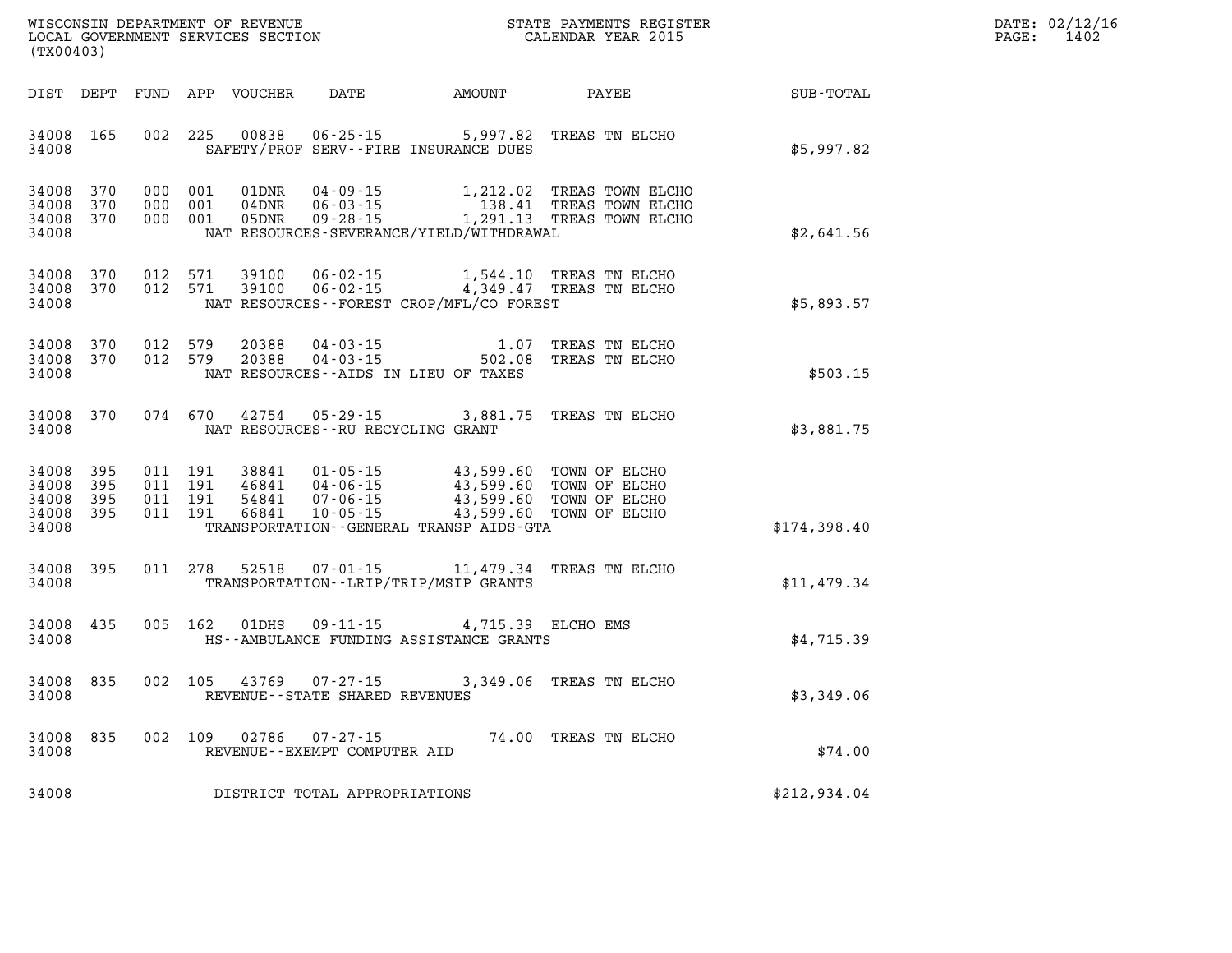WISCONSIN DEPARTMENT OF REVENUE
LOCAL GOVERNMENT SERVICES SECTION
(TX00403)

STATE PAYMENTS REGISTER
CALENDAR YEAR 2015

DATE: 02/12/16
PAGE: 1402

| DIST | DEPT | FUND | APP | VOUCHER | DATE | AMOUNT | PAYEE | SUB-TOTAL |
|---|---|---|---|---|---|---|---|---|
| 34008 | 165 | 002 | 225 | 00838 | 06-25-15 | 5,997.82 | TREAS TN ELCHO | |
| 34008 | | | | | SAFETY/PROF SERV--FIRE INSURANCE DUES | | | $5,997.82 |
| 34008 | 370 | 000 | 001 | 01DNR | 04-09-15 | 1,212.02 | TREAS TOWN ELCHO | |
| 34008 | 370 | 000 | 001 | 04DNR | 06-03-15 | 138.41 | TREAS TOWN ELCHO | |
| 34008 | 370 | 000 | 001 | 05DNR | 09-28-15 | 1,291.13 | TREAS TOWN ELCHO | |
| 34008 | | | | | NAT RESOURCES-SEVERANCE/YIELD/WITHDRAWAL | | | $2,641.56 |
| 34008 | 370 | 012 | 571 | 39100 | 06-02-15 | 1,544.10 | TREAS TN ELCHO | |
| 34008 | 370 | 012 | 571 | 39100 | 06-02-15 | 4,349.47 | TREAS TN ELCHO | |
| 34008 | | | | | NAT RESOURCES--FOREST CROP/MFL/CO FOREST | | | $5,893.57 |
| 34008 | 370 | 012 | 579 | 20388 | 04-03-15 | 1.07 | TREAS TN ELCHO | |
| 34008 | 370 | 012 | 579 | 20388 | 04-03-15 | 502.08 | TREAS TN ELCHO | |
| 34008 | | | | | NAT RESOURCES--AIDS IN LIEU OF TAXES | | | $503.15 |
| 34008 | 370 | 074 | 670 | 42754 | 05-29-15 | 3,881.75 | TREAS TN ELCHO | |
| 34008 | | | | | NAT RESOURCES--RU RECYCLING GRANT | | | $3,881.75 |
| 34008 | 395 | 011 | 191 | 38841 | 01-05-15 | 43,599.60 | TOWN OF ELCHO | |
| 34008 | 395 | 011 | 191 | 46841 | 04-06-15 | 43,599.60 | TOWN OF ELCHO | |
| 34008 | 395 | 011 | 191 | 54841 | 07-06-15 | 43,599.60 | TOWN OF ELCHO | |
| 34008 | 395 | 011 | 191 | 66841 | 10-05-15 | 43,599.60 | TOWN OF ELCHO | |
| 34008 | | | | | TRANSPORTATION--GENERAL TRANSP AIDS-GTA | | | $174,398.40 |
| 34008 | 395 | 011 | 278 | 52518 | 07-01-15 | 11,479.34 | TREAS TN ELCHO | |
| 34008 | | | | | TRANSPORTATION--LRIP/TRIP/MSIP GRANTS | | | $11,479.34 |
| 34008 | 435 | 005 | 162 | 01DHS | 09-11-15 | 4,715.39 | ELCHO EMS | |
| 34008 | | | | | HS--AMBULANCE FUNDING ASSISTANCE GRANTS | | | $4,715.39 |
| 34008 | 835 | 002 | 105 | 43769 | 07-27-15 | 3,349.06 | TREAS TN ELCHO | |
| 34008 | | | | | REVENUE--STATE SHARED REVENUES | | | $3,349.06 |
| 34008 | 835 | 002 | 109 | 02786 | 07-27-15 | 74.00 | TREAS TN ELCHO | |
| 34008 | | | | | REVENUE--EXEMPT COMPUTER AID | | | $74.00 |
| 34008 | | | | | DISTRICT TOTAL APPROPRIATIONS | | | $212,934.04 |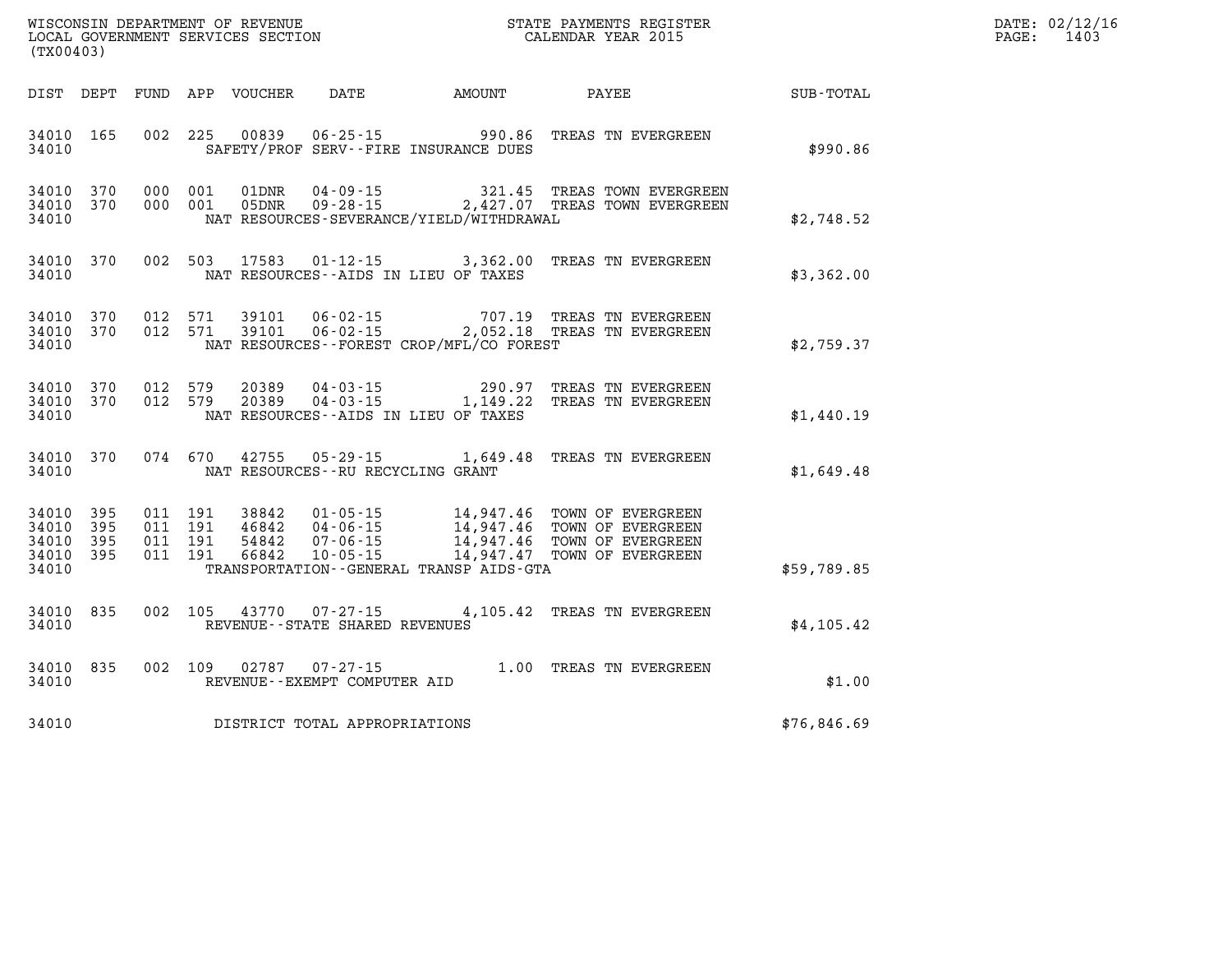WISCONSIN DEPARTMENT OF REVENUE
LOCAL GOVERNMENT SERVICES SECTION
(TX00403)

STATE PAYMENTS REGISTER
CALENDAR YEAR 2015

DATE: 02/12/16
PAGE: 1403

| DIST | DEPT | FUND | APP | VOUCHER | DATE | AMOUNT | PAYEE | SUB-TOTAL |
|---|---|---|---|---|---|---|---|---|
| 34010 | 165 | 002 | 225 | 00839 | 06-25-15 | 990.86 | TREAS TN EVERGREEN | |
| 34010 | | | | | SAFETY/PROF SERV--FIRE INSURANCE DUES | | | $990.86 |
| 34010 | 370 | 000 | 001 | 01DNR | 04-09-15 | 321.45 | TREAS TOWN EVERGREEN | |
| 34010 | 370 | 000 | 001 | 05DNR | 09-28-15 | 2,427.07 | TREAS TOWN EVERGREEN | |
| 34010 | | | | | NAT RESOURCES-SEVERANCE/YIELD/WITHDRAWAL | | | $2,748.52 |
| 34010 | 370 | 002 | 503 | 17583 | 01-12-15 | 3,362.00 | TREAS TN EVERGREEN | |
| 34010 | | | | | NAT RESOURCES--AIDS IN LIEU OF TAXES | | | $3,362.00 |
| 34010 | 370 | 012 | 571 | 39101 | 06-02-15 | 707.19 | TREAS TN EVERGREEN | |
| 34010 | 370 | 012 | 571 | 39101 | 06-02-15 | 2,052.18 | TREAS TN EVERGREEN | |
| 34010 | | | | | NAT RESOURCES--FOREST CROP/MFL/CO FOREST | | | $2,759.37 |
| 34010 | 370 | 012 | 579 | 20389 | 04-03-15 | 290.97 | TREAS TN EVERGREEN | |
| 34010 | 370 | 012 | 579 | 20389 | 04-03-15 | 1,149.22 | TREAS TN EVERGREEN | |
| 34010 | | | | | NAT RESOURCES--AIDS IN LIEU OF TAXES | | | $1,440.19 |
| 34010 | 370 | 074 | 670 | 42755 | 05-29-15 | 1,649.48 | TREAS TN EVERGREEN | |
| 34010 | | | | | NAT RESOURCES--RU RECYCLING GRANT | | | $1,649.48 |
| 34010 | 395 | 011 | 191 | 38842 | 01-05-15 | 14,947.46 | TOWN OF EVERGREEN | |
| 34010 | 395 | 011 | 191 | 46842 | 04-06-15 | 14,947.46 | TOWN OF EVERGREEN | |
| 34010 | 395 | 011 | 191 | 54842 | 07-06-15 | 14,947.46 | TOWN OF EVERGREEN | |
| 34010 | 395 | 011 | 191 | 66842 | 10-05-15 | 14,947.47 | TOWN OF EVERGREEN | |
| 34010 | | | | | TRANSPORTATION--GENERAL TRANSP AIDS-GTA | | | $59,789.85 |
| 34010 | 835 | 002 | 105 | 43770 | 07-27-15 | 4,105.42 | TREAS TN EVERGREEN | |
| 34010 | | | | | REVENUE--STATE SHARED REVENUES | | | $4,105.42 |
| 34010 | 835 | 002 | 109 | 02787 | 07-27-15 | 1.00 | TREAS TN EVERGREEN | |
| 34010 | | | | | REVENUE--EXEMPT COMPUTER AID | | | $1.00 |
| 34010 | | | | | DISTRICT TOTAL APPROPRIATIONS | | | $76,846.69 |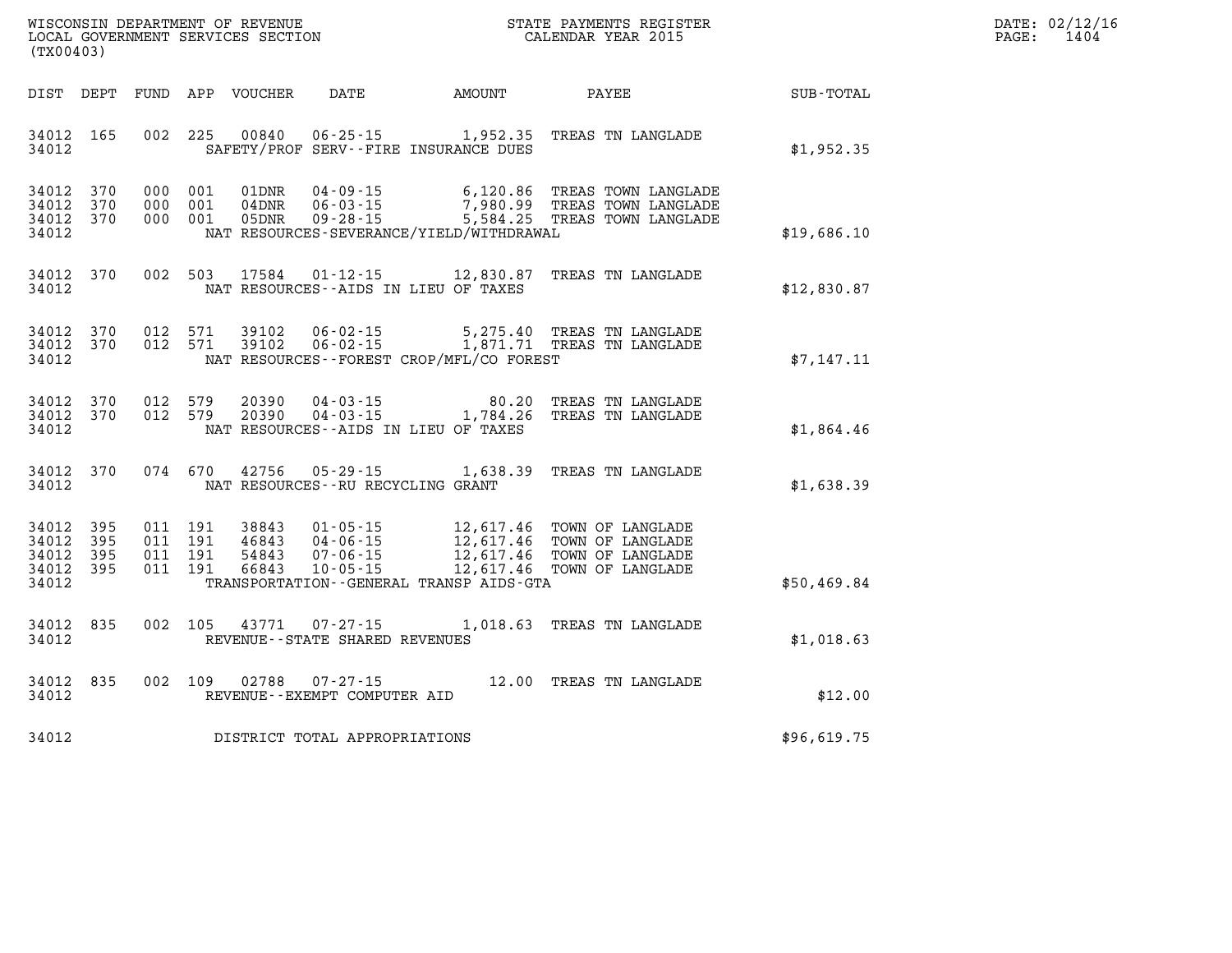WISCONSIN DEPARTMENT OF REVENUE
LOCAL GOVERNMENT SERVICES SECTION
(TX00403)

STATE PAYMENTS REGISTER
CALENDAR YEAR 2015

DATE: 02/12/16
PAGE: 1404

| DIST | DEPT | FUND | APP | VOUCHER | DATE | AMOUNT | PAYEE | SUB-TOTAL |
|---|---|---|---|---|---|---|---|---|
| 34012 | 165 | 002 | 225 | 00840 | 06-25-15 | 1,952.35 | TREAS TN LANGLADE | |
| 34012 | | | | | SAFETY/PROF SERV--FIRE INSURANCE DUES | | | $1,952.35 |
| 34012 | 370 | 000 | 001 | 01DNR | 04-09-15 | 6,120.86 | TREAS TOWN LANGLADE | |
| 34012 | 370 | 000 | 001 | 04DNR | 06-03-15 | 7,980.99 | TREAS TOWN LANGLADE | |
| 34012 | 370 | 000 | 001 | 05DNR | 09-28-15 | 5,584.25 | TREAS TOWN LANGLADE | |
| 34012 | | | | | NAT RESOURCES-SEVERANCE/YIELD/WITHDRAWAL | | | $19,686.10 |
| 34012 | 370 | 002 | 503 | 17584 | 01-12-15 | 12,830.87 | TREAS TN LANGLADE | |
| 34012 | | | | | NAT RESOURCES--AIDS IN LIEU OF TAXES | | | $12,830.87 |
| 34012 | 370 | 012 | 571 | 39102 | 06-02-15 | 5,275.40 | TREAS TN LANGLADE | |
| 34012 | 370 | 012 | 571 | 39102 | 06-02-15 | 1,871.71 | TREAS TN LANGLADE | |
| 34012 | | | | | NAT RESOURCES--FOREST CROP/MFL/CO FOREST | | | $7,147.11 |
| 34012 | 370 | 012 | 579 | 20390 | 04-03-15 | 80.20 | TREAS TN LANGLADE | |
| 34012 | 370 | 012 | 579 | 20390 | 04-03-15 | 1,784.26 | TREAS TN LANGLADE | |
| 34012 | | | | | NAT RESOURCES--AIDS IN LIEU OF TAXES | | | $1,864.46 |
| 34012 | 370 | 074 | 670 | 42756 | 05-29-15 | 1,638.39 | TREAS TN LANGLADE | |
| 34012 | | | | | NAT RESOURCES--RU RECYCLING GRANT | | | $1,638.39 |
| 34012 | 395 | 011 | 191 | 38843 | 01-05-15 | 12,617.46 | TOWN OF LANGLADE | |
| 34012 | 395 | 011 | 191 | 46843 | 04-06-15 | 12,617.46 | TOWN OF LANGLADE | |
| 34012 | 395 | 011 | 191 | 54843 | 07-06-15 | 12,617.46 | TOWN OF LANGLADE | |
| 34012 | 395 | 011 | 191 | 66843 | 10-05-15 | 12,617.46 | TOWN OF LANGLADE | |
| 34012 | | | | | TRANSPORTATION--GENERAL TRANSP AIDS-GTA | | | $50,469.84 |
| 34012 | 835 | 002 | 105 | 43771 | 07-27-15 | 1,018.63 | TREAS TN LANGLADE | |
| 34012 | | | | | REVENUE--STATE SHARED REVENUES | | | $1,018.63 |
| 34012 | 835 | 002 | 109 | 02788 | 07-27-15 | 12.00 | TREAS TN LANGLADE | |
| 34012 | | | | | REVENUE--EXEMPT COMPUTER AID | | | $12.00 |
| 34012 | | | | | DISTRICT TOTAL APPROPRIATIONS | | | $96,619.75 |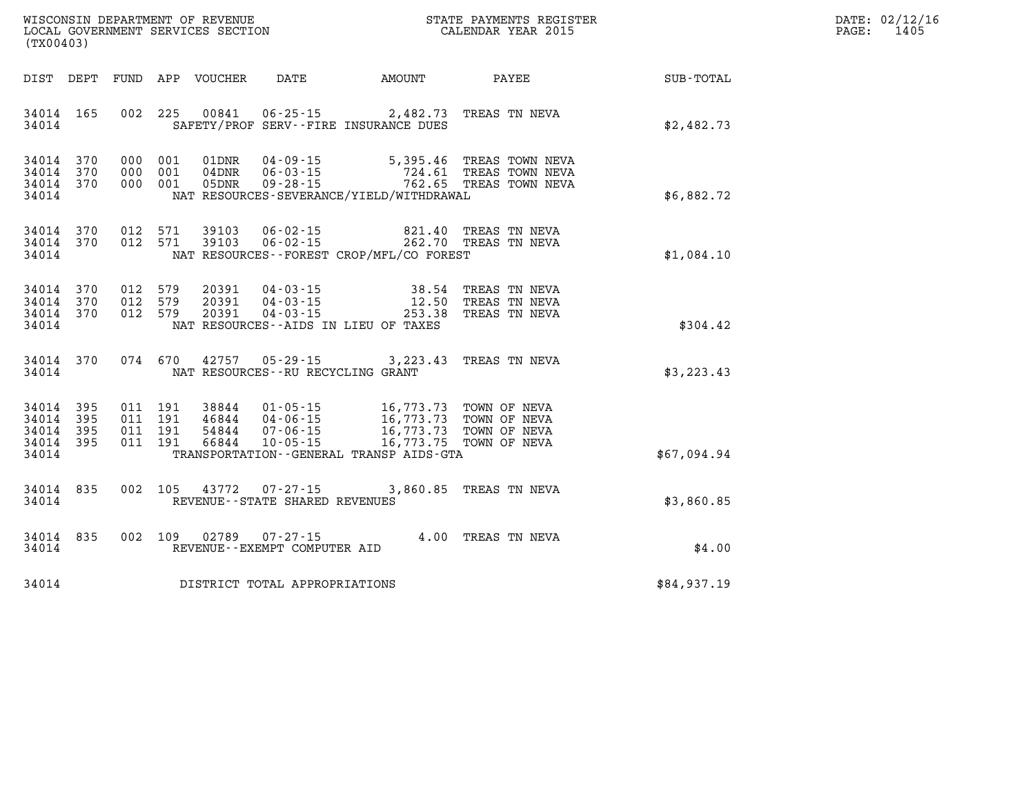WISCONSIN DEPARTMENT OF REVENUE
LOCAL GOVERNMENT SERVICES SECTION
(TX00403)

STATE PAYMENTS REGISTER
CALENDAR YEAR 2015

DATE: 02/12/16
PAGE: 1405

| DIST | DEPT | FUND | APP | VOUCHER | DATE | AMOUNT | PAYEE | SUB-TOTAL |
|---|---|---|---|---|---|---|---|---|
| 34014 | 165 | 002 | 225 | 00841 | 06-25-15 | 2,482.73 | TREAS TN NEVA | |
| 34014 | | | | | SAFETY/PROF SERV--FIRE INSURANCE DUES | | | $2,482.73 |
| 34014 | 370 | 000 | 001 | 01DNR | 04-09-15 | 5,395.46 | TREAS TOWN NEVA | |
| 34014 | 370 | 000 | 001 | 04DNR | 06-03-15 | 724.61 | TREAS TOWN NEVA | |
| 34014 | 370 | 000 | 001 | 05DNR | 09-28-15 | 762.65 | TREAS TOWN NEVA | |
| 34014 | | | | | NAT RESOURCES-SEVERANCE/YIELD/WITHDRAWAL | | | $6,882.72 |
| 34014 | 370 | 012 | 571 | 39103 | 06-02-15 | 821.40 | TREAS TN NEVA | |
| 34014 | 370 | 012 | 571 | 39103 | 06-02-15 | 262.70 | TREAS TN NEVA | |
| 34014 | | | | | NAT RESOURCES--FOREST CROP/MFL/CO FOREST | | | $1,084.10 |
| 34014 | 370 | 012 | 579 | 20391 | 04-03-15 | 38.54 | TREAS TN NEVA | |
| 34014 | 370 | 012 | 579 | 20391 | 04-03-15 | 12.50 | TREAS TN NEVA | |
| 34014 | 370 | 012 | 579 | 20391 | 04-03-15 | 253.38 | TREAS TN NEVA | |
| 34014 | | | | | NAT RESOURCES--AIDS IN LIEU OF TAXES | | | $304.42 |
| 34014 | 370 | 074 | 670 | 42757 | 05-29-15 | 3,223.43 | TREAS TN NEVA | |
| 34014 | | | | | NAT RESOURCES--RU RECYCLING GRANT | | | $3,223.43 |
| 34014 | 395 | 011 | 191 | 38844 | 01-05-15 | 16,773.73 | TOWN OF NEVA | |
| 34014 | 395 | 011 | 191 | 46844 | 04-06-15 | 16,773.73 | TOWN OF NEVA | |
| 34014 | 395 | 011 | 191 | 54844 | 07-06-15 | 16,773.73 | TOWN OF NEVA | |
| 34014 | 395 | 011 | 191 | 66844 | 10-05-15 | 16,773.75 | TOWN OF NEVA | |
| 34014 | | | | | TRANSPORTATION--GENERAL TRANSP AIDS-GTA | | | $67,094.94 |
| 34014 | 835 | 002 | 105 | 43772 | 07-27-15 | 3,860.85 | TREAS TN NEVA | |
| 34014 | | | | | REVENUE--STATE SHARED REVENUES | | | $3,860.85 |
| 34014 | 835 | 002 | 109 | 02789 | 07-27-15 | 4.00 | TREAS TN NEVA | |
| 34014 | | | | | REVENUE--EXEMPT COMPUTER AID | | | $4.00 |
| 34014 | | | | | DISTRICT TOTAL APPROPRIATIONS | | | $84,937.19 |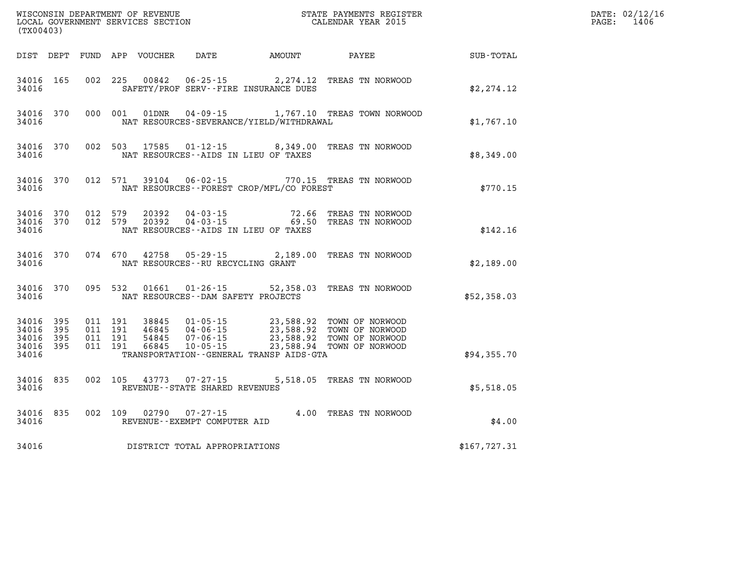WISCONSIN DEPARTMENT OF REVENUE
LOCAL GOVERNMENT SERVICES SECTION
(TX00403)

STATE PAYMENTS REGISTER
CALENDAR YEAR 2015

DATE: 02/12/16
PAGE: 1406

| DIST | DEPT | FUND | APP | VOUCHER | DATE | AMOUNT | PAYEE | SUB-TOTAL |
|---|---|---|---|---|---|---|---|---|
| 34016 | 165 | 002 | 225 | 00842 | 06-25-15 | 2,274.12 | TREAS TN NORWOOD | |
| 34016 | | | | | SAFETY/PROF SERV--FIRE INSURANCE DUES | | | $2,274.12 |
| 34016 | 370 | 000 | 001 | 01DNR | 04-09-15 | 1,767.10 | TREAS TOWN NORWOOD | |
| 34016 | | | | | NAT RESOURCES-SEVERANCE/YIELD/WITHDRAWAL | | | $1,767.10 |
| 34016 | 370 | 002 | 503 | 17585 | 01-12-15 | 8,349.00 | TREAS TN NORWOOD | |
| 34016 | | | | | NAT RESOURCES--AIDS IN LIEU OF TAXES | | | $8,349.00 |
| 34016 | 370 | 012 | 571 | 39104 | 06-02-15 | 770.15 | TREAS TN NORWOOD | |
| 34016 | | | | | NAT RESOURCES--FOREST CROP/MFL/CO FOREST | | | $770.15 |
| 34016 | 370 | 012 | 579 | 20392 | 04-03-15 | 72.66 | TREAS TN NORWOOD | |
| 34016 | 370 | 012 | 579 | 20392 | 04-03-15 | 69.50 | TREAS TN NORWOOD | |
| 34016 | | | | | NAT RESOURCES--AIDS IN LIEU OF TAXES | | | $142.16 |
| 34016 | 370 | 074 | 670 | 42758 | 05-29-15 | 2,189.00 | TREAS TN NORWOOD | |
| 34016 | | | | | NAT RESOURCES--RU RECYCLING GRANT | | | $2,189.00 |
| 34016 | 370 | 095 | 532 | 01661 | 01-26-15 | 52,358.03 | TREAS TN NORWOOD | |
| 34016 | | | | | NAT RESOURCES--DAM SAFETY PROJECTS | | | $52,358.03 |
| 34016 | 395 | 011 | 191 | 38845 | 01-05-15 | 23,588.92 | TOWN OF NORWOOD | |
| 34016 | 395 | 011 | 191 | 46845 | 04-06-15 | 23,588.92 | TOWN OF NORWOOD | |
| 34016 | 395 | 011 | 191 | 54845 | 07-06-15 | 23,588.92 | TOWN OF NORWOOD | |
| 34016 | 395 | 011 | 191 | 66845 | 10-05-15 | 23,588.94 | TOWN OF NORWOOD | |
| 34016 | | | | | TRANSPORTATION--GENERAL TRANSP AIDS-GTA | | | $94,355.70 |
| 34016 | 835 | 002 | 105 | 43773 | 07-27-15 | 5,518.05 | TREAS TN NORWOOD | |
| 34016 | | | | | REVENUE--STATE SHARED REVENUES | | | $5,518.05 |
| 34016 | 835 | 002 | 109 | 02790 | 07-27-15 | 4.00 | TREAS TN NORWOOD | |
| 34016 | | | | | REVENUE--EXEMPT COMPUTER AID | | | $4.00 |
| 34016 | | | | | DISTRICT TOTAL APPROPRIATIONS | | | $167,727.31 |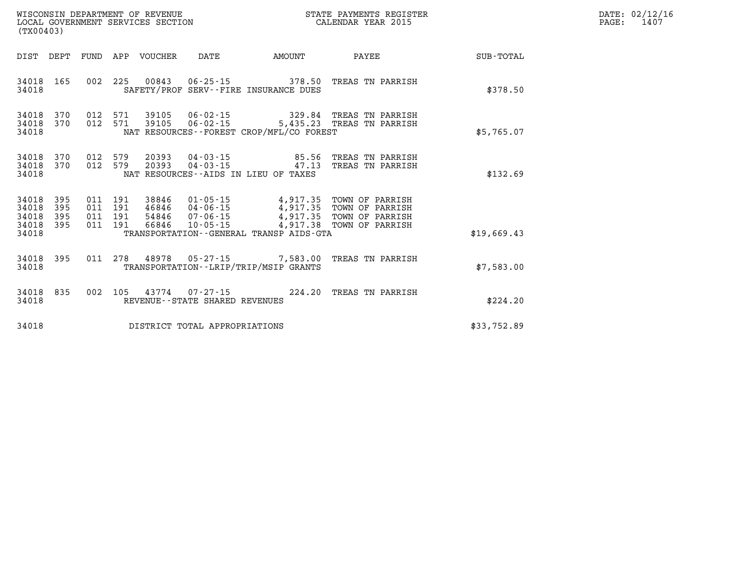WISCONSIN DEPARTMENT OF REVENUE
LOCAL GOVERNMENT SERVICES SECTION
(TX00403)

STATE PAYMENTS REGISTER
CALENDAR YEAR 2015

DATE: 02/12/16
PAGE: 1407

| DIST | DEPT | FUND | APP | VOUCHER | DATE | AMOUNT | PAYEE | SUB-TOTAL |
|---|---|---|---|---|---|---|---|---|
| 34018 | 165 | 002 | 225 | 00843 | 06-25-15 | 378.50 | TREAS TN PARRISH | |
| 34018 | | | | SAFETY/PROF SERV--FIRE INSURANCE DUES | | | | $378.50 |
| 34018 | 370 | 012 | 571 | 39105 | 06-02-15 | 329.84 | TREAS TN PARRISH | |
| 34018 | 370 | 012 | 571 | 39105 | 06-02-15 | 5,435.23 | TREAS TN PARRISH | |
| 34018 | | | | NAT RESOURCES--FOREST CROP/MFL/CO FOREST | | | | $5,765.07 |
| 34018 | 370 | 012 | 579 | 20393 | 04-03-15 | 85.56 | TREAS TN PARRISH | |
| 34018 | 370 | 012 | 579 | 20393 | 04-03-15 | 47.13 | TREAS TN PARRISH | |
| 34018 | | | | NAT RESOURCES--AIDS IN LIEU OF TAXES | | | | $132.69 |
| 34018 | 395 | 011 | 191 | 38846 | 01-05-15 | 4,917.35 | TOWN OF PARRISH | |
| 34018 | 395 | 011 | 191 | 46846 | 04-06-15 | 4,917.35 | TOWN OF PARRISH | |
| 34018 | 395 | 011 | 191 | 54846 | 07-06-15 | 4,917.35 | TOWN OF PARRISH | |
| 34018 | 395 | 011 | 191 | 66846 | 10-05-15 | 4,917.38 | TOWN OF PARRISH | |
| 34018 | | | | TRANSPORTATION--GENERAL TRANSP AIDS-GTA | | | | $19,669.43 |
| 34018 | 395 | 011 | 278 | 48978 | 05-27-15 | 7,583.00 | TREAS TN PARRISH | |
| 34018 | | | | TRANSPORTATION--LRIP/TRIP/MSIP GRANTS | | | | $7,583.00 |
| 34018 | 835 | 002 | 105 | 43774 | 07-27-15 | 224.20 | TREAS TN PARRISH | |
| 34018 | | | | REVENUE--STATE SHARED REVENUES | | | | $224.20 |
| 34018 | | | | DISTRICT TOTAL APPROPRIATIONS | | | | $33,752.89 |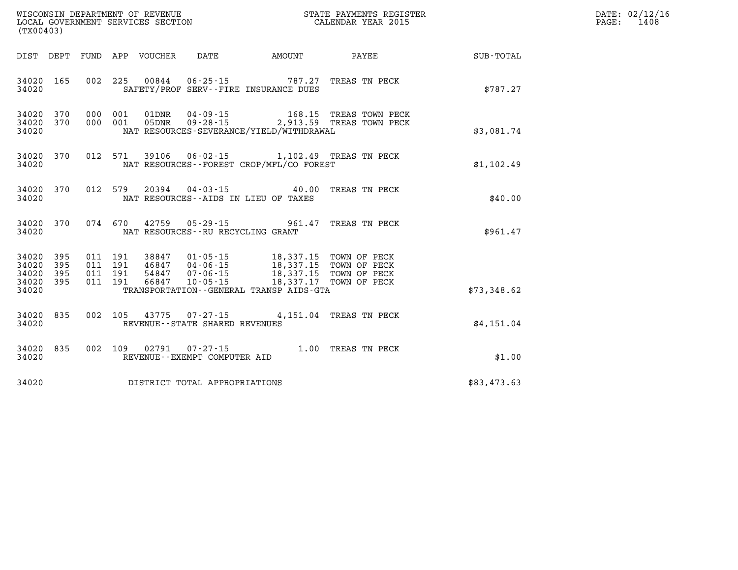WISCONSIN DEPARTMENT OF REVENUE
LOCAL GOVERNMENT SERVICES SECTION
(TX00403)

STATE PAYMENTS REGISTER
CALENDAR YEAR 2015

DATE: 02/12/16
PAGE: 1408

| DIST | DEPT | FUND | APP | VOUCHER | DATE | AMOUNT | PAYEE | SUB-TOTAL |
|---|---|---|---|---|---|---|---|---|
| 34020 | 165 | 002 | 225 | 00844 | 06-25-15 | 787.27 | TREAS TN PECK | |
| 34020 | | | | SAFETY/PROF SERV--FIRE INSURANCE DUES | | | | $787.27 |
| 34020 | 370 | 000 | 001 | 01DNR | 04-09-15 | 168.15 | TREAS TOWN PECK | |
| 34020 | 370 | 000 | 001 | 05DNR | 09-28-15 | 2,913.59 | TREAS TOWN PECK | |
| 34020 | | | | NAT RESOURCES-SEVERANCE/YIELD/WITHDRAWAL | | | | $3,081.74 |
| 34020 | 370 | 012 | 571 | 39106 | 06-02-15 | 1,102.49 | TREAS TN PECK | |
| 34020 | | | | NAT RESOURCES--FOREST CROP/MFL/CO FOREST | | | | $1,102.49 |
| 34020 | 370 | 012 | 579 | 20394 | 04-03-15 | 40.00 | TREAS TN PECK | |
| 34020 | | | | NAT RESOURCES--AIDS IN LIEU OF TAXES | | | | $40.00 |
| 34020 | 370 | 074 | 670 | 42759 | 05-29-15 | 961.47 | TREAS TN PECK | |
| 34020 | | | | NAT RESOURCES--RU RECYCLING GRANT | | | | $961.47 |
| 34020 | 395 | 011 | 191 | 38847 | 01-05-15 | 18,337.15 | TOWN OF PECK | |
| 34020 | 395 | 011 | 191 | 46847 | 04-06-15 | 18,337.15 | TOWN OF PECK | |
| 34020 | 395 | 011 | 191 | 54847 | 07-06-15 | 18,337.15 | TOWN OF PECK | |
| 34020 | 395 | 011 | 191 | 66847 | 10-05-15 | 18,337.17 | TOWN OF PECK | |
| 34020 | | | | TRANSPORTATION--GENERAL TRANSP AIDS-GTA | | | | $73,348.62 |
| 34020 | 835 | 002 | 105 | 43775 | 07-27-15 | 4,151.04 | TREAS TN PECK | |
| 34020 | | | | REVENUE--STATE SHARED REVENUES | | | | $4,151.04 |
| 34020 | 835 | 002 | 109 | 02791 | 07-27-15 | 1.00 | TREAS TN PECK | |
| 34020 | | | | REVENUE--EXEMPT COMPUTER AID | | | | $1.00 |
| 34020 | | | | DISTRICT TOTAL APPROPRIATIONS | | | | $83,473.63 |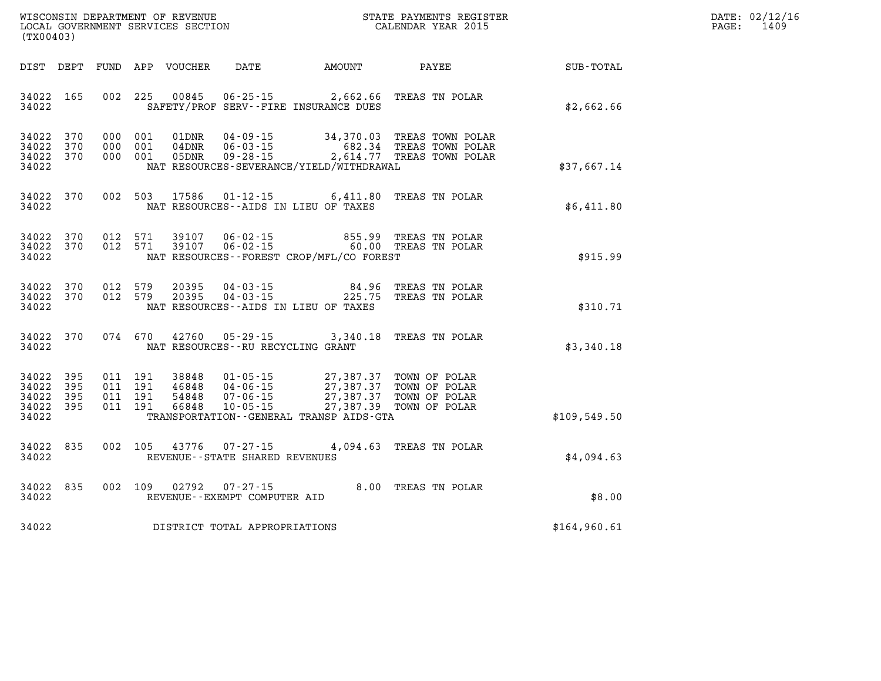WISCONSIN DEPARTMENT OF REVENUE
LOCAL GOVERNMENT SERVICES SECTION
(TX00403)

STATE PAYMENTS REGISTER
CALENDAR YEAR 2015

DATE: 02/12/16

| DIST | DEPT | FUND | APP | VOUCHER | DATE | AMOUNT | PAYEE | SUB-TOTAL |
|---|---|---|---|---|---|---|---|---|
| 34022 | 165 | 002 | 225 | 00845 | 06-25-15 | 2,662.66 | TREAS TN POLAR | |
| 34022 | | | | | SAFETY/PROF SERV--FIRE INSURANCE DUES | | | $2,662.66 |
| 34022 | 370 | 000 | 001 | 01DNR | 04-09-15 | 34,370.03 | TREAS TOWN POLAR | |
| 34022 | 370 | 000 | 001 | 04DNR | 06-03-15 | 682.34 | TREAS TOWN POLAR | |
| 34022 | 370 | 000 | 001 | 05DNR | 09-28-15 | 2,614.77 | TREAS TOWN POLAR | |
| 34022 | | | | | NAT RESOURCES-SEVERANCE/YIELD/WITHDRAWAL | | | $37,667.14 |
| 34022 | 370 | 002 | 503 | 17586 | 01-12-15 | 6,411.80 | TREAS TN POLAR | |
| 34022 | | | | | NAT RESOURCES--AIDS IN LIEU OF TAXES | | | $6,411.80 |
| 34022 | 370 | 012 | 571 | 39107 | 06-02-15 | 855.99 | TREAS TN POLAR | |
| 34022 | 370 | 012 | 571 | 39107 | 06-02-15 | 60.00 | TREAS TN POLAR | |
| 34022 | | | | | NAT RESOURCES--FOREST CROP/MFL/CO FOREST | | | $915.99 |
| 34022 | 370 | 012 | 579 | 20395 | 04-03-15 | 84.96 | TREAS TN POLAR | |
| 34022 | 370 | 012 | 579 | 20395 | 04-03-15 | 225.75 | TREAS TN POLAR | |
| 34022 | | | | | NAT RESOURCES--AIDS IN LIEU OF TAXES | | | $310.71 |
| 34022 | 370 | 074 | 670 | 42760 | 05-29-15 | 3,340.18 | TREAS TN POLAR | |
| 34022 | | | | | NAT RESOURCES--RU RECYCLING GRANT | | | $3,340.18 |
| 34022 | 395 | 011 | 191 | 38848 | 01-05-15 | 27,387.37 | TOWN OF POLAR | |
| 34022 | 395 | 011 | 191 | 46848 | 04-06-15 | 27,387.37 | TOWN OF POLAR | |
| 34022 | 395 | 011 | 191 | 54848 | 07-06-15 | 27,387.37 | TOWN OF POLAR | |
| 34022 | 395 | 011 | 191 | 66848 | 10-05-15 | 27,387.39 | TOWN OF POLAR | |
| 34022 | | | | | TRANSPORTATION--GENERAL TRANSP AIDS-GTA | | | $109,549.50 |
| 34022 | 835 | 002 | 105 | 43776 | 07-27-15 | 4,094.63 | TREAS TN POLAR | |
| 34022 | | | | | REVENUE--STATE SHARED REVENUES | | | $4,094.63 |
| 34022 | 835 | 002 | 109 | 02792 | 07-27-15 | 8.00 | TREAS TN POLAR | |
| 34022 | | | | | REVENUE--EXEMPT COMPUTER AID | | | $8.00 |
| 34022 | | | | | DISTRICT TOTAL APPROPRIATIONS | | | $164,960.61 |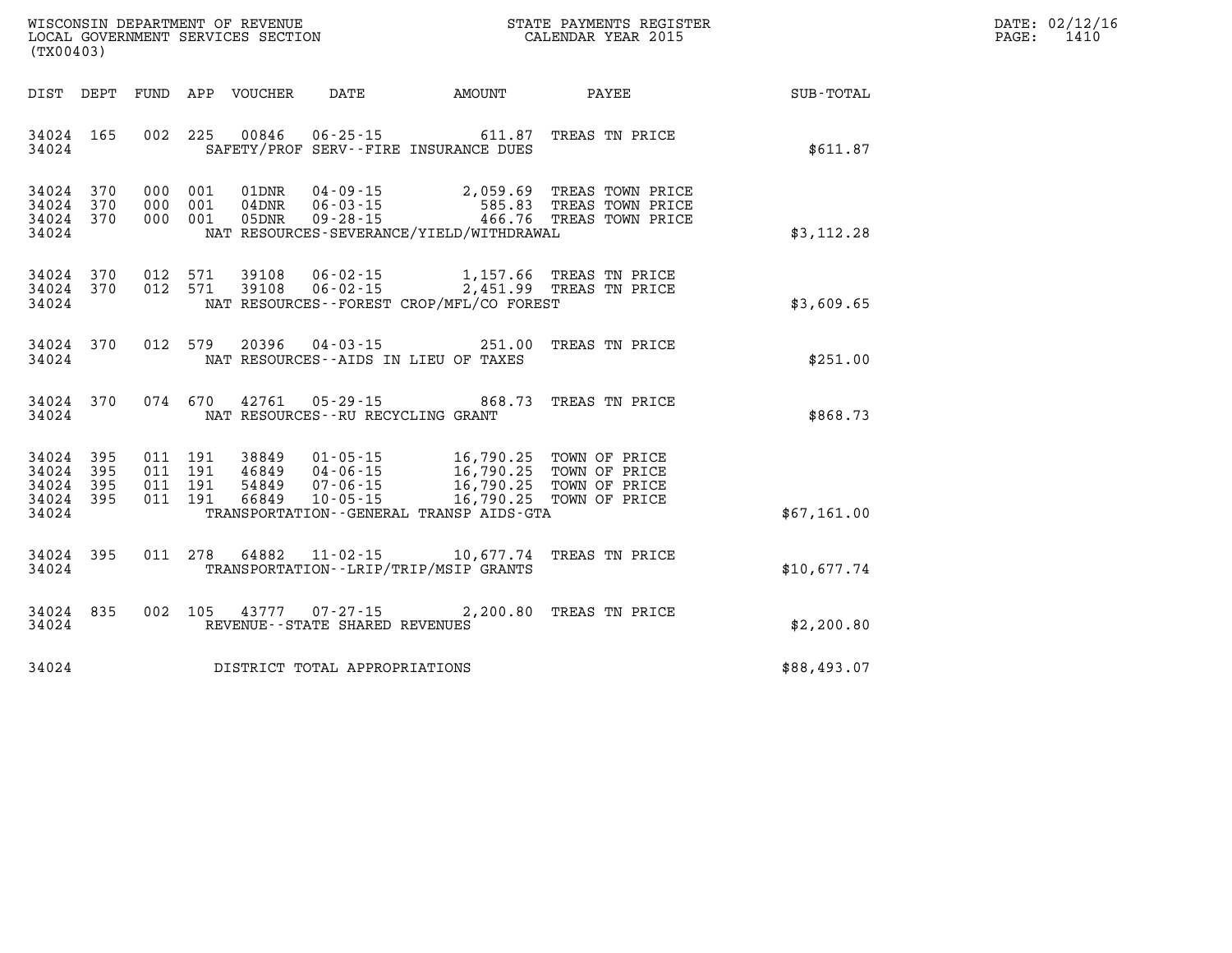WISCONSIN DEPARTMENT OF REVENUE
LOCAL GOVERNMENT SERVICES SECTION
(TX00403)

STATE PAYMENTS REGISTER
CALENDAR YEAR 2015

DATE: 02/12/16
PAGE: 1410

| DIST | DEPT | FUND | APP | VOUCHER | DATE | AMOUNT | PAYEE | SUB-TOTAL |
|---|---|---|---|---|---|---|---|---|
| 34024 | 165 | 002 | 225 | 00846 | 06-25-15 | 611.87 | TREAS TN PRICE | |
| 34024 | | | | SAFETY/PROF SERV--FIRE INSURANCE DUES | | | | $611.87 |
| 34024 | 370 | 000 | 001 | 01DNR | 04-09-15 | 2,059.69 | TREAS TOWN PRICE | |
| 34024 | 370 | 000 | 001 | 04DNR | 06-03-15 | 585.83 | TREAS TOWN PRICE | |
| 34024 | 370 | 000 | 001 | 05DNR | 09-28-15 | 466.76 | TREAS TOWN PRICE | |
| 34024 | | | | NAT RESOURCES-SEVERANCE/YIELD/WITHDRAWAL | | | | $3,112.28 |
| 34024 | 370 | 012 | 571 | 39108 | 06-02-15 | 1,157.66 | TREAS TN PRICE | |
| 34024 | 370 | 012 | 571 | 39108 | 06-02-15 | 2,451.99 | TREAS TN PRICE | |
| 34024 | | | | NAT RESOURCES--FOREST CROP/MFL/CO FOREST | | | | $3,609.65 |
| 34024 | 370 | 012 | 579 | 20396 | 04-03-15 | 251.00 | TREAS TN PRICE | |
| 34024 | | | | NAT RESOURCES--AIDS IN LIEU OF TAXES | | | | $251.00 |
| 34024 | 370 | 074 | 670 | 42761 | 05-29-15 | 868.73 | TREAS TN PRICE | |
| 34024 | | | | NAT RESOURCES--RU RECYCLING GRANT | | | | $868.73 |
| 34024 | 395 | 011 | 191 | 38849 | 01-05-15 | 16,790.25 | TOWN OF PRICE | |
| 34024 | 395 | 011 | 191 | 46849 | 04-06-15 | 16,790.25 | TOWN OF PRICE | |
| 34024 | 395 | 011 | 191 | 54849 | 07-06-15 | 16,790.25 | TOWN OF PRICE | |
| 34024 | 395 | 011 | 191 | 66849 | 10-05-15 | 16,790.25 | TOWN OF PRICE | |
| 34024 | | | | TRANSPORTATION--GENERAL TRANSP AIDS-GTA | | | | $67,161.00 |
| 34024 | 395 | 011 | 278 | 64882 | 11-02-15 | 10,677.74 | TREAS TN PRICE | |
| 34024 | | | | TRANSPORTATION--LRIP/TRIP/MSIP GRANTS | | | | $10,677.74 |
| 34024 | 835 | 002 | 105 | 43777 | 07-27-15 | 2,200.80 | TREAS TN PRICE | |
| 34024 | | | | REVENUE--STATE SHARED REVENUES | | | | $2,200.80 |
| 34024 | | | | DISTRICT TOTAL APPROPRIATIONS | | | | $88,493.07 |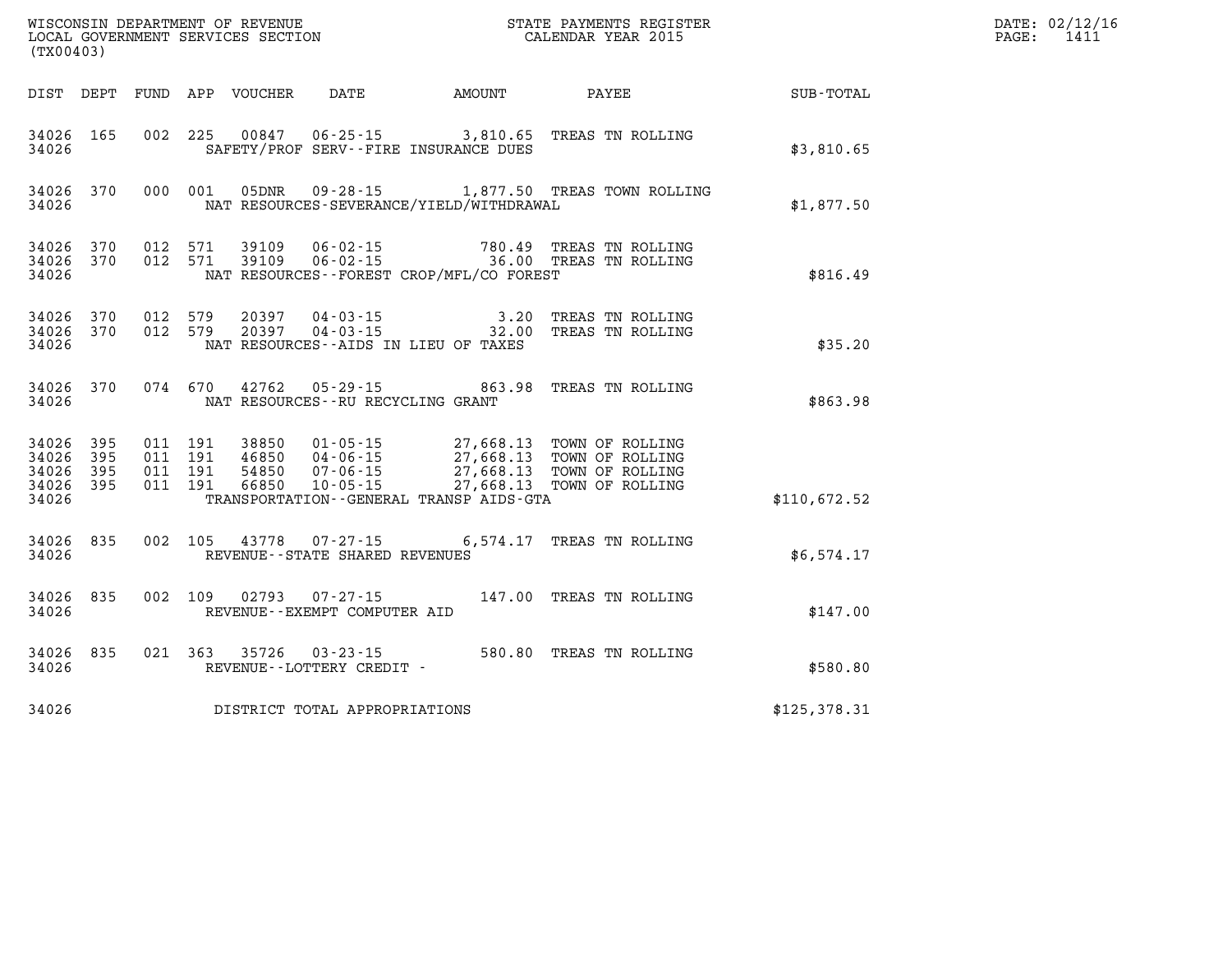WISCONSIN DEPARTMENT OF REVENUE
LOCAL GOVERNMENT SERVICES SECTION
(TX00403)

STATE PAYMENTS REGISTER
CALENDAR YEAR 2015

DATE: 02/12/16
PAGE: 1411

| DIST | DEPT | FUND | APP | VOUCHER | DATE | AMOUNT | PAYEE | SUB-TOTAL |
|---|---|---|---|---|---|---|---|---|
| 34026 | 165 | 002 | 225 | 00847 | 06-25-15 | 3,810.65 | TREAS TN ROLLING | |
| 34026 | | | | | SAFETY/PROF SERV--FIRE INSURANCE DUES | | | $3,810.65 |
| 34026 | 370 | 000 | 001 | 05DNR | 09-28-15 | 1,877.50 | TREAS TOWN ROLLING | |
| 34026 | | | | | NAT RESOURCES-SEVERANCE/YIELD/WITHDRAWAL | | | $1,877.50 |
| 34026 | 370 | 012 | 571 | 39109 | 06-02-15 | 780.49 | TREAS TN ROLLING | |
| 34026 | 370 | 012 | 571 | 39109 | 06-02-15 | 36.00 | TREAS TN ROLLING | |
| 34026 | | | | | NAT RESOURCES--FOREST CROP/MFL/CO FOREST | | | $816.49 |
| 34026 | 370 | 012 | 579 | 20397 | 04-03-15 | 3.20 | TREAS TN ROLLING | |
| 34026 | 370 | 012 | 579 | 20397 | 04-03-15 | 32.00 | TREAS TN ROLLING | |
| 34026 | | | | | NAT RESOURCES--AIDS IN LIEU OF TAXES | | | $35.20 |
| 34026 | 370 | 074 | 670 | 42762 | 05-29-15 | 863.98 | TREAS TN ROLLING | |
| 34026 | | | | | NAT RESOURCES--RU RECYCLING GRANT | | | $863.98 |
| 34026 | 395 | 011 | 191 | 38850 | 01-05-15 | 27,668.13 | TOWN OF ROLLING | |
| 34026 | 395 | 011 | 191 | 46850 | 04-06-15 | 27,668.13 | TOWN OF ROLLING | |
| 34026 | 395 | 011 | 191 | 54850 | 07-06-15 | 27,668.13 | TOWN OF ROLLING | |
| 34026 | 395 | 011 | 191 | 66850 | 10-05-15 | 27,668.13 | TOWN OF ROLLING | |
| 34026 | | | | | TRANSPORTATION--GENERAL TRANSP AIDS-GTA | | | $110,672.52 |
| 34026 | 835 | 002 | 105 | 43778 | 07-27-15 | 6,574.17 | TREAS TN ROLLING | |
| 34026 | | | | | REVENUE--STATE SHARED REVENUES | | | $6,574.17 |
| 34026 | 835 | 002 | 109 | 02793 | 07-27-15 | 147.00 | TREAS TN ROLLING | |
| 34026 | | | | | REVENUE--EXEMPT COMPUTER AID | | | $147.00 |
| 34026 | 835 | 021 | 363 | 35726 | 03-23-15 | 580.80 | TREAS TN ROLLING | |
| 34026 | | | | | REVENUE--LOTTERY CREDIT - | | | $580.80 |
| 34026 | | | | | DISTRICT TOTAL APPROPRIATIONS | | | $125,378.31 |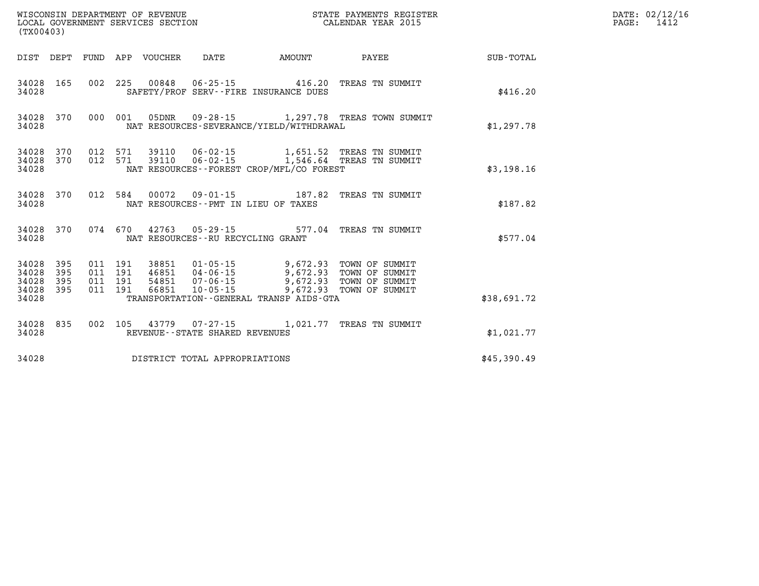WISCONSIN DEPARTMENT OF REVENUE
LOCAL GOVERNMENT SERVICES SECTION
(TX00403)

STATE PAYMENTS REGISTER
CALENDAR YEAR 2015

DATE: 02/12/16
PAGE: 1412

| DIST | DEPT | FUND | APP | VOUCHER | DATE | AMOUNT | PAYEE | SUB-TOTAL |
|---|---|---|---|---|---|---|---|---|
| 34028 | 165 | 002 | 225 | 00848 | 06-25-15 | 416.20 | TREAS TN SUMMIT | |
| 34028 | | | | SAFETY/PROF SERV--FIRE INSURANCE DUES | | | | $416.20 |
| 34028 | 370 | 000 | 001 | 05DNR | 09-28-15 | 1,297.78 | TREAS TOWN SUMMIT | |
| 34028 | | | | NAT RESOURCES-SEVERANCE/YIELD/WITHDRAWAL | | | | $1,297.78 |
| 34028 | 370 | 012 | 571 | 39110 | 06-02-15 | 1,651.52 | TREAS TN SUMMIT | |
| 34028 | 370 | 012 | 571 | 39110 | 06-02-15 | 1,546.64 | TREAS TN SUMMIT | |
| 34028 | | | | NAT RESOURCES--FOREST CROP/MFL/CO FOREST | | | | $3,198.16 |
| 34028 | 370 | 012 | 584 | 00072 | 09-01-15 | 187.82 | TREAS TN SUMMIT | |
| 34028 | | | | NAT RESOURCES--PMT IN LIEU OF TAXES | | | | $187.82 |
| 34028 | 370 | 074 | 670 | 42763 | 05-29-15 | 577.04 | TREAS TN SUMMIT | |
| 34028 | | | | NAT RESOURCES--RU RECYCLING GRANT | | | | $577.04 |
| 34028 | 395 | 011 | 191 | 38851 | 01-05-15 | 9,672.93 | TOWN OF SUMMIT | |
| 34028 | 395 | 011 | 191 | 46851 | 04-06-15 | 9,672.93 | TOWN OF SUMMIT | |
| 34028 | 395 | 011 | 191 | 54851 | 07-06-15 | 9,672.93 | TOWN OF SUMMIT | |
| 34028 | 395 | 011 | 191 | 66851 | 10-05-15 | 9,672.93 | TOWN OF SUMMIT | |
| 34028 | | | | TRANSPORTATION--GENERAL TRANSP AIDS-GTA | | | | $38,691.72 |
| 34028 | 835 | 002 | 105 | 43779 | 07-27-15 | 1,021.77 | TREAS TN SUMMIT | |
| 34028 | | | | REVENUE--STATE SHARED REVENUES | | | | $1,021.77 |
| 34028 | | | | DISTRICT TOTAL APPROPRIATIONS | | | | $45,390.49 |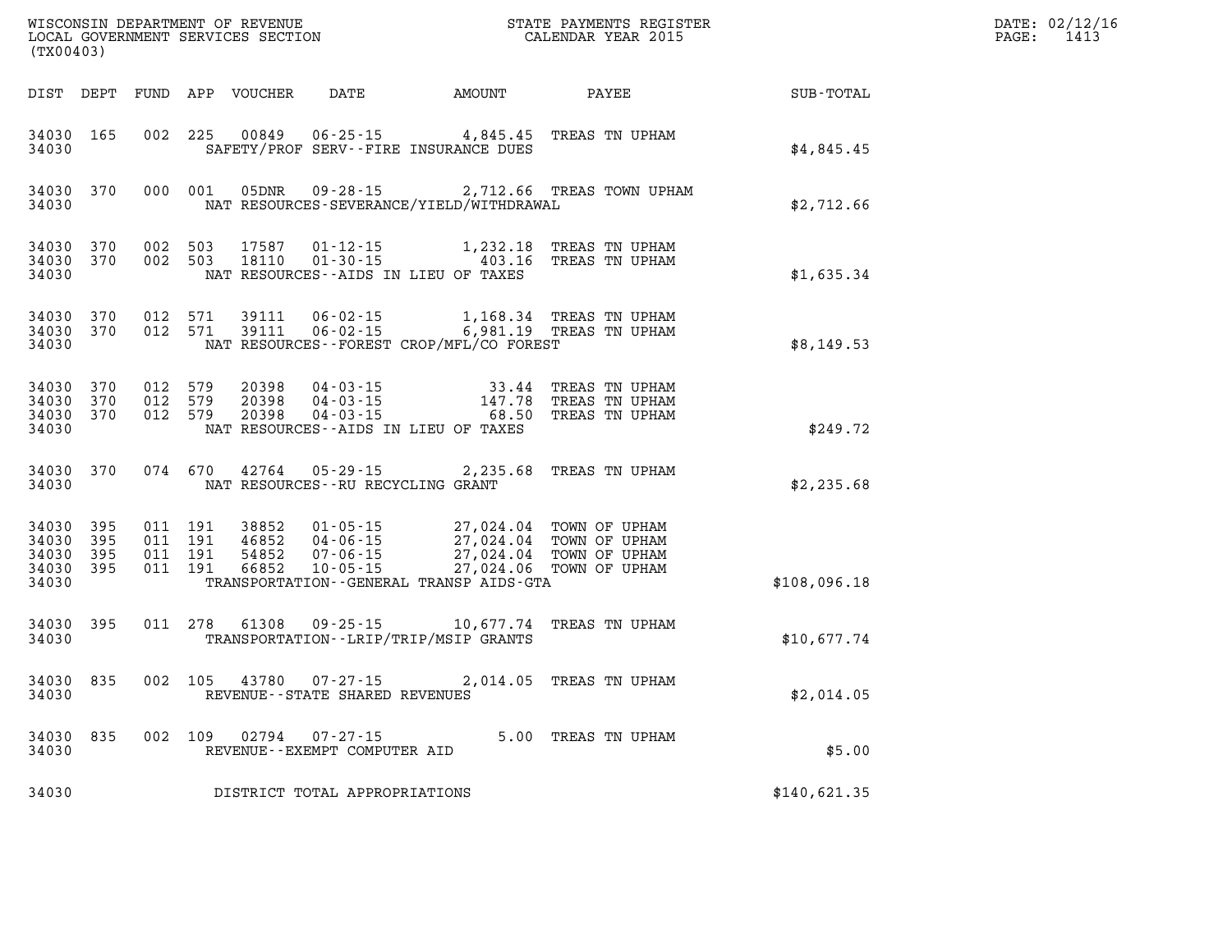WISCONSIN DEPARTMENT OF REVENUE
LOCAL GOVERNMENT SERVICES SECTION
(TX00403)

STATE PAYMENTS REGISTER
CALENDAR YEAR 2015

DATE: 02/12/16
PAGE: 1413

| DIST | DEPT | FUND | APP | VOUCHER | DATE | AMOUNT | PAYEE | SUB-TOTAL |
|---|---|---|---|---|---|---|---|---|
| 34030 | 165 | 002 | 225 | 00849 | 06-25-15 | 4,845.45 | TREAS TN UPHAM | |
| 34030 | | | | | SAFETY/PROF SERV--FIRE INSURANCE DUES | | | $4,845.45 |
| 34030 | 370 | 000 | 001 | 05DNR | 09-28-15 | 2,712.66 | TREAS TOWN UPHAM | |
| 34030 | | | | | NAT RESOURCES-SEVERANCE/YIELD/WITHDRAWAL | | | $2,712.66 |
| 34030 | 370 | 002 | 503 | 17587 | 01-12-15 | 1,232.18 | TREAS TN UPHAM | |
| 34030 | 370 | 002 | 503 | 18110 | 01-30-15 | 403.16 | TREAS TN UPHAM | |
| 34030 | | | | | NAT RESOURCES--AIDS IN LIEU OF TAXES | | | $1,635.34 |
| 34030 | 370 | 012 | 571 | 39111 | 06-02-15 | 1,168.34 | TREAS TN UPHAM | |
| 34030 | 370 | 012 | 571 | 39111 | 06-02-15 | 6,981.19 | TREAS TN UPHAM | |
| 34030 | | | | | NAT RESOURCES--FOREST CROP/MFL/CO FOREST | | | $8,149.53 |
| 34030 | 370 | 012 | 579 | 20398 | 04-03-15 | 33.44 | TREAS TN UPHAM | |
| 34030 | 370 | 012 | 579 | 20398 | 04-03-15 | 147.78 | TREAS TN UPHAM | |
| 34030 | 370 | 012 | 579 | 20398 | 04-03-15 | 68.50 | TREAS TN UPHAM | |
| 34030 | | | | | NAT RESOURCES--AIDS IN LIEU OF TAXES | | | $249.72 |
| 34030 | 370 | 074 | 670 | 42764 | 05-29-15 | 2,235.68 | TREAS TN UPHAM | |
| 34030 | | | | | NAT RESOURCES--RU RECYCLING GRANT | | | $2,235.68 |
| 34030 | 395 | 011 | 191 | 38852 | 01-05-15 | 27,024.04 | TOWN OF UPHAM | |
| 34030 | 395 | 011 | 191 | 46852 | 04-06-15 | 27,024.04 | TOWN OF UPHAM | |
| 34030 | 395 | 011 | 191 | 54852 | 07-06-15 | 27,024.04 | TOWN OF UPHAM | |
| 34030 | 395 | 011 | 191 | 66852 | 10-05-15 | 27,024.06 | TOWN OF UPHAM | |
| 34030 | | | | | TRANSPORTATION--GENERAL TRANSP AIDS-GTA | | | $108,096.18 |
| 34030 | 395 | 011 | 278 | 61308 | 09-25-15 | 10,677.74 | TREAS TN UPHAM | |
| 34030 | | | | | TRANSPORTATION--LRIP/TRIP/MSIP GRANTS | | | $10,677.74 |
| 34030 | 835 | 002 | 105 | 43780 | 07-27-15 | 2,014.05 | TREAS TN UPHAM | |
| 34030 | | | | | REVENUE--STATE SHARED REVENUES | | | $2,014.05 |
| 34030 | 835 | 002 | 109 | 02794 | 07-27-15 | 5.00 | TREAS TN UPHAM | |
| 34030 | | | | | REVENUE--EXEMPT COMPUTER AID | | | $5.00 |
| 34030 | | | | | DISTRICT TOTAL APPROPRIATIONS | | | $140,621.35 |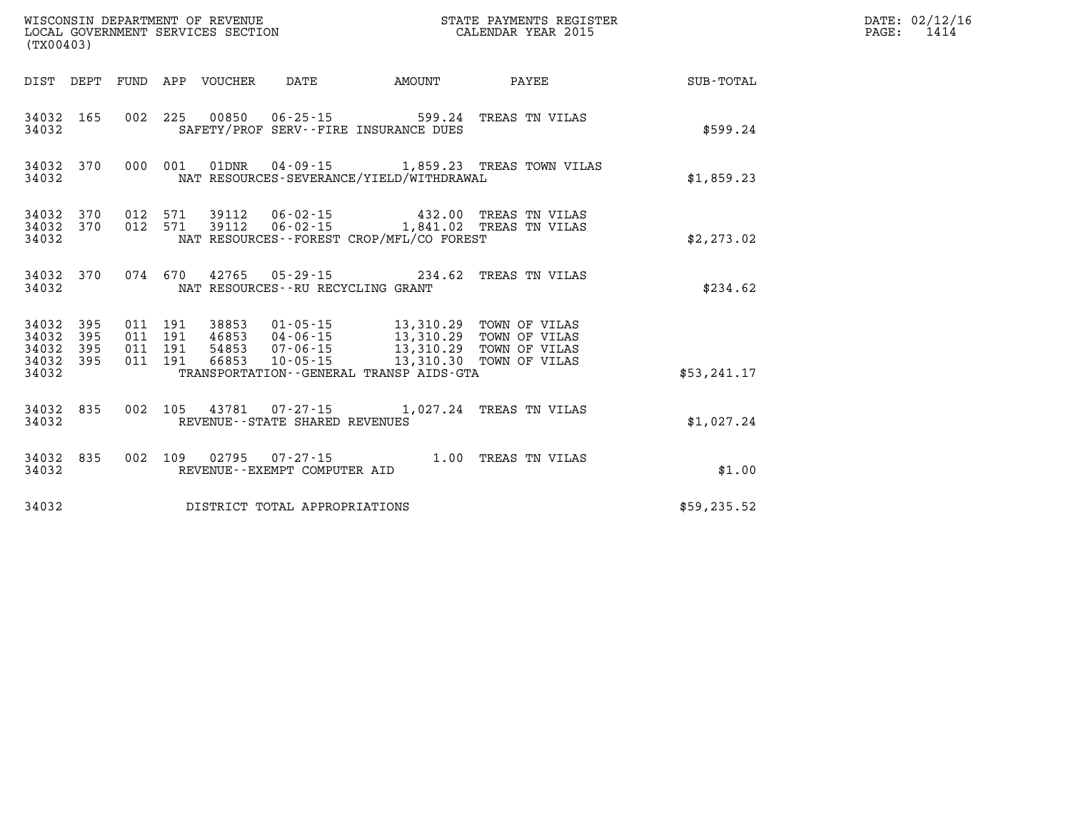WISCONSIN DEPARTMENT OF REVENUE
LOCAL GOVERNMENT SERVICES SECTION
(TX00403)

STATE PAYMENTS REGISTER
CALENDAR YEAR 2015

DATE: 02/12/16
PAGE: 1414

| DIST | DEPT | FUND | APP | VOUCHER | DATE | AMOUNT | PAYEE | SUB-TOTAL |
|---|---|---|---|---|---|---|---|---|
| 34032 | 165 | 002 | 225 | 00850 | 06-25-15 | 599.24 | TREAS TN VILAS | |
| 34032 | | | | | SAFETY/PROF SERV--FIRE INSURANCE DUES | | | $599.24 |
| 34032 | 370 | 000 | 001 | 01DNR | 04-09-15 | 1,859.23 | TREAS TOWN VILAS | |
| 34032 | | | | | NAT RESOURCES-SEVERANCE/YIELD/WITHDRAWAL | | | $1,859.23 |
| 34032 | 370 | 012 | 571 | 39112 | 06-02-15 | 432.00 | TREAS TN VILAS | |
| 34032 | 370 | 012 | 571 | 39112 | 06-02-15 | 1,841.02 | TREAS TN VILAS | |
| 34032 | | | | | NAT RESOURCES--FOREST CROP/MFL/CO FOREST | | | $2,273.02 |
| 34032 | 370 | 074 | 670 | 42765 | 05-29-15 | 234.62 | TREAS TN VILAS | |
| 34032 | | | | | NAT RESOURCES--RU RECYCLING GRANT | | | $234.62 |
| 34032 | 395 | 011 | 191 | 38853 | 01-05-15 | 13,310.29 | TOWN OF VILAS | |
| 34032 | 395 | 011 | 191 | 46853 | 04-06-15 | 13,310.29 | TOWN OF VILAS | |
| 34032 | 395 | 011 | 191 | 54853 | 07-06-15 | 13,310.29 | TOWN OF VILAS | |
| 34032 | 395 | 011 | 191 | 66853 | 10-05-15 | 13,310.30 | TOWN OF VILAS | |
| 34032 | | | | | TRANSPORTATION--GENERAL TRANSP AIDS-GTA | | | $53,241.17 |
| 34032 | 835 | 002 | 105 | 43781 | 07-27-15 | 1,027.24 | TREAS TN VILAS | |
| 34032 | | | | | REVENUE--STATE SHARED REVENUES | | | $1,027.24 |
| 34032 | 835 | 002 | 109 | 02795 | 07-27-15 | 1.00 | TREAS TN VILAS | |
| 34032 | | | | | REVENUE--EXEMPT COMPUTER AID | | | $1.00 |
| 34032 | | | | | DISTRICT TOTAL APPROPRIATIONS | | | $59,235.52 |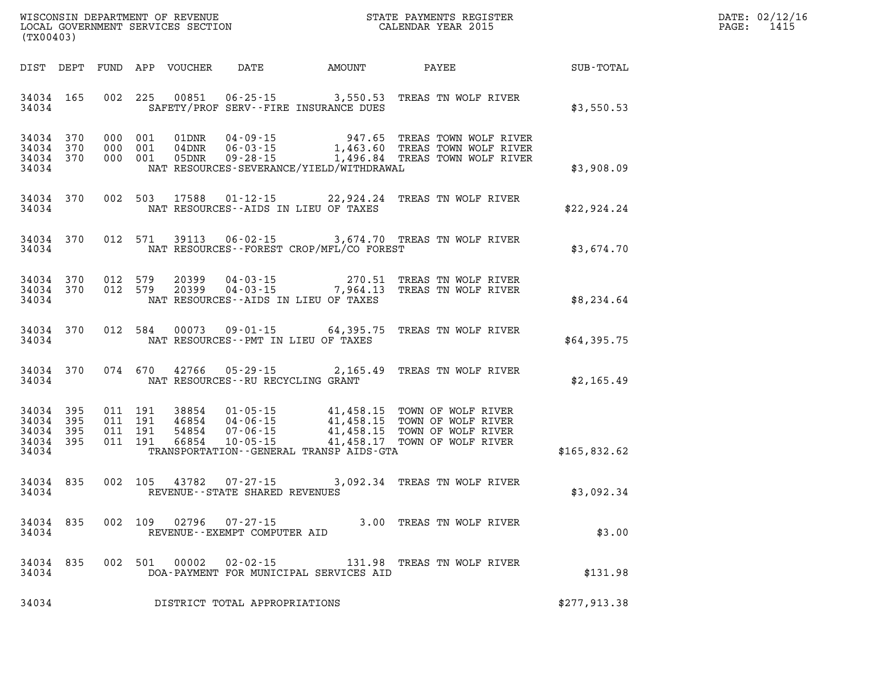WISCONSIN DEPARTMENT OF REVENUE
LOCAL GOVERNMENT SERVICES SECTION
(TX00403)

STATE PAYMENTS REGISTER
CALENDAR YEAR 2015

DATE: 02/12/16
PAGE: 1415

| DIST | DEPT | FUND | APP | VOUCHER | DATE | AMOUNT | PAYEE | SUB-TOTAL |
|---|---|---|---|---|---|---|---|---|
| 34034 | 165 | 002 | 225 | 00851 | 06-25-15 | 3,550.53 | TREAS TN WOLF RIVER | |
| 34034 | | | | | SAFETY/PROF SERV--FIRE INSURANCE DUES | | | $3,550.53 |
| 34034 | 370 | 000 | 001 | 01DNR | 04-09-15 | 947.65 | TREAS TOWN WOLF RIVER | |
| 34034 | 370 | 000 | 001 | 04DNR | 06-03-15 | 1,463.60 | TREAS TOWN WOLF RIVER | |
| 34034 | 370 | 000 | 001 | 05DNR | 09-28-15 | 1,496.84 | TREAS TOWN WOLF RIVER | |
| 34034 | | | | | NAT RESOURCES-SEVERANCE/YIELD/WITHDRAWAL | | | $3,908.09 |
| 34034 | 370 | 002 | 503 | 17588 | 01-12-15 | 22,924.24 | TREAS TN WOLF RIVER | |
| 34034 | | | | | NAT RESOURCES--AIDS IN LIEU OF TAXES | | | $22,924.24 |
| 34034 | 370 | 012 | 571 | 39113 | 06-02-15 | 3,674.70 | TREAS TN WOLF RIVER | |
| 34034 | | | | | NAT RESOURCES--FOREST CROP/MFL/CO FOREST | | | $3,674.70 |
| 34034 | 370 | 012 | 579 | 20399 | 04-03-15 | 270.51 | TREAS TN WOLF RIVER | |
| 34034 | 370 | 012 | 579 | 20399 | 04-03-15 | 7,964.13 | TREAS TN WOLF RIVER | |
| 34034 | | | | | NAT RESOURCES--AIDS IN LIEU OF TAXES | | | $8,234.64 |
| 34034 | 370 | 012 | 584 | 00073 | 09-01-15 | 64,395.75 | TREAS TN WOLF RIVER | |
| 34034 | | | | | NAT RESOURCES--PMT IN LIEU OF TAXES | | | $64,395.75 |
| 34034 | 370 | 074 | 670 | 42766 | 05-29-15 | 2,165.49 | TREAS TN WOLF RIVER | |
| 34034 | | | | | NAT RESOURCES--RU RECYCLING GRANT | | | $2,165.49 |
| 34034 | 395 | 011 | 191 | 38854 | 01-05-15 | 41,458.15 | TOWN OF WOLF RIVER | |
| 34034 | 395 | 011 | 191 | 46854 | 04-06-15 | 41,458.15 | TOWN OF WOLF RIVER | |
| 34034 | 395 | 011 | 191 | 54854 | 07-06-15 | 41,458.15 | TOWN OF WOLF RIVER | |
| 34034 | 395 | 011 | 191 | 66854 | 10-05-15 | 41,458.17 | TOWN OF WOLF RIVER | |
| 34034 | | | | | TRANSPORTATION--GENERAL TRANSP AIDS-GTA | | | $165,832.62 |
| 34034 | 835 | 002 | 105 | 43782 | 07-27-15 | 3,092.34 | TREAS TN WOLF RIVER | |
| 34034 | | | | | REVENUE--STATE SHARED REVENUES | | | $3,092.34 |
| 34034 | 835 | 002 | 109 | 02796 | 07-27-15 | 3.00 | TREAS TN WOLF RIVER | |
| 34034 | | | | | REVENUE--EXEMPT COMPUTER AID | | | $3.00 |
| 34034 | 835 | 002 | 501 | 00002 | 02-02-15 | 131.98 | TREAS TN WOLF RIVER | |
| 34034 | | | | | DOA-PAYMENT FOR MUNICIPAL SERVICES AID | | | $131.98 |
| 34034 | | | | | DISTRICT TOTAL APPROPRIATIONS | | | $277,913.38 |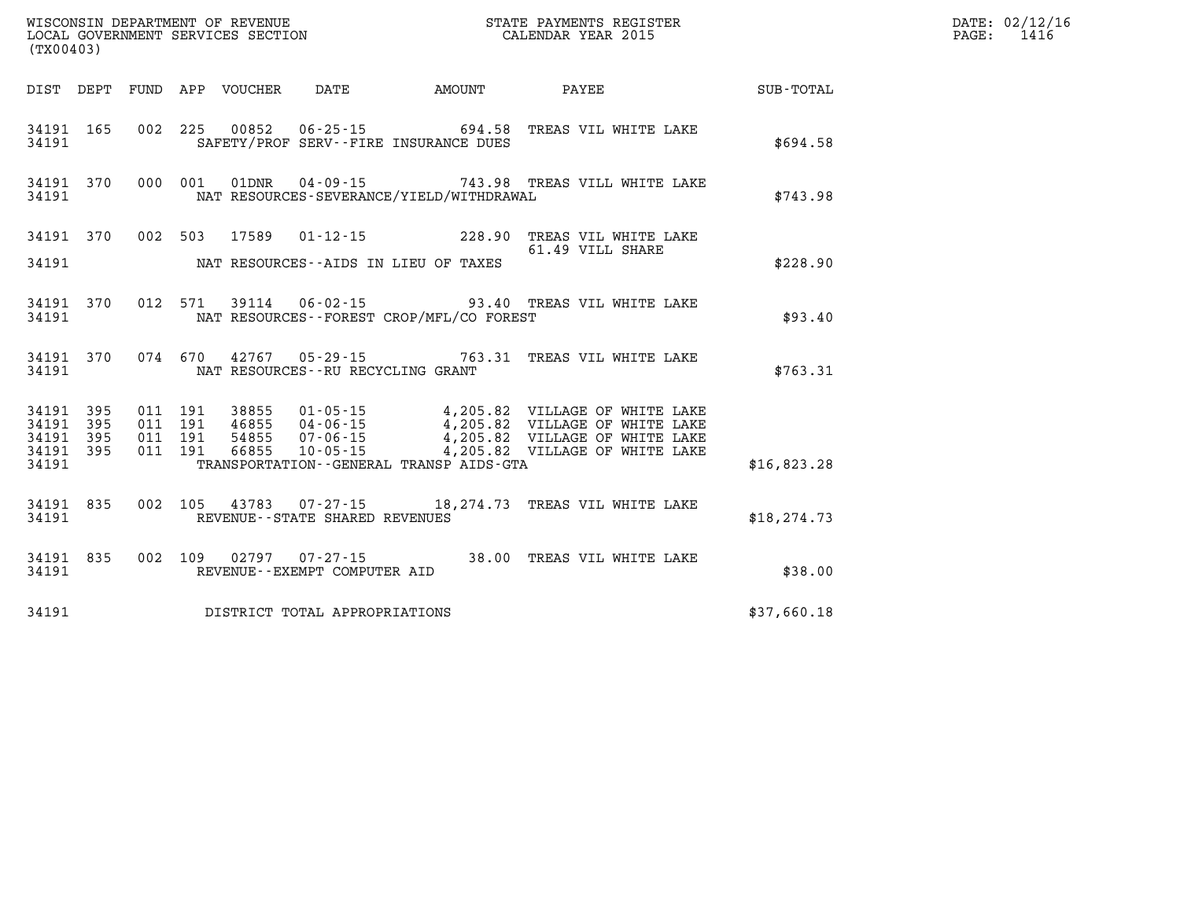WISCONSIN DEPARTMENT OF REVENUE
LOCAL GOVERNMENT SERVICES SECTION
(TX00403)

STATE PAYMENTS REGISTER
CALENDAR YEAR 2015

DATE: 02/12/16
PAGE: 1416

| DIST | DEPT | FUND | APP | VOUCHER | DATE | AMOUNT | PAYEE | SUB-TOTAL |
|---|---|---|---|---|---|---|---|---|
| 34191 | 165 | 002 | 225 | 00852 | 06-25-15 | 694.58 | TREAS VIL WHITE LAKE | |
| 34191 | | | | | SAFETY/PROF SERV--FIRE INSURANCE DUES | | | $694.58 |
| 34191 | 370 | 000 | 001 | 01DNR | 04-09-15 | 743.98 | TREAS VILL WHITE LAKE | |
| 34191 | | | | | NAT RESOURCES-SEVERANCE/YIELD/WITHDRAWAL | | | $743.98 |
| 34191 | 370 | 002 | 503 | 17589 | 01-12-15 | 228.90 | TREAS VIL WHITE LAKE | |
| | | | | | | | 61.49 VILL SHARE | |
| 34191 | | | | | NAT RESOURCES--AIDS IN LIEU OF TAXES | | | $228.90 |
| 34191 | 370 | 012 | 571 | 39114 | 06-02-15 | 93.40 | TREAS VIL WHITE LAKE | |
| 34191 | | | | | NAT RESOURCES--FOREST CROP/MFL/CO FOREST | | | $93.40 |
| 34191 | 370 | 074 | 670 | 42767 | 05-29-15 | 763.31 | TREAS VIL WHITE LAKE | |
| 34191 | | | | | NAT RESOURCES--RU RECYCLING GRANT | | | $763.31 |
| 34191 | 395 | 011 | 191 | 38855 | 01-05-15 | 4,205.82 | VILLAGE OF WHITE LAKE | |
| 34191 | 395 | 011 | 191 | 46855 | 04-06-15 | 4,205.82 | VILLAGE OF WHITE LAKE | |
| 34191 | 395 | 011 | 191 | 54855 | 07-06-15 | 4,205.82 | VILLAGE OF WHITE LAKE | |
| 34191 | 395 | 011 | 191 | 66855 | 10-05-15 | 4,205.82 | VILLAGE OF WHITE LAKE | |
| 34191 | | | | | TRANSPORTATION--GENERAL TRANSP AIDS-GTA | | | $16,823.28 |
| 34191 | 835 | 002 | 105 | 43783 | 07-27-15 | 18,274.73 | TREAS VIL WHITE LAKE | |
| 34191 | | | | | REVENUE--STATE SHARED REVENUES | | | $18,274.73 |
| 34191 | 835 | 002 | 109 | 02797 | 07-27-15 | 38.00 | TREAS VIL WHITE LAKE | |
| 34191 | | | | | REVENUE--EXEMPT COMPUTER AID | | | $38.00 |
| 34191 | | | | | DISTRICT TOTAL APPROPRIATIONS | | | $37,660.18 |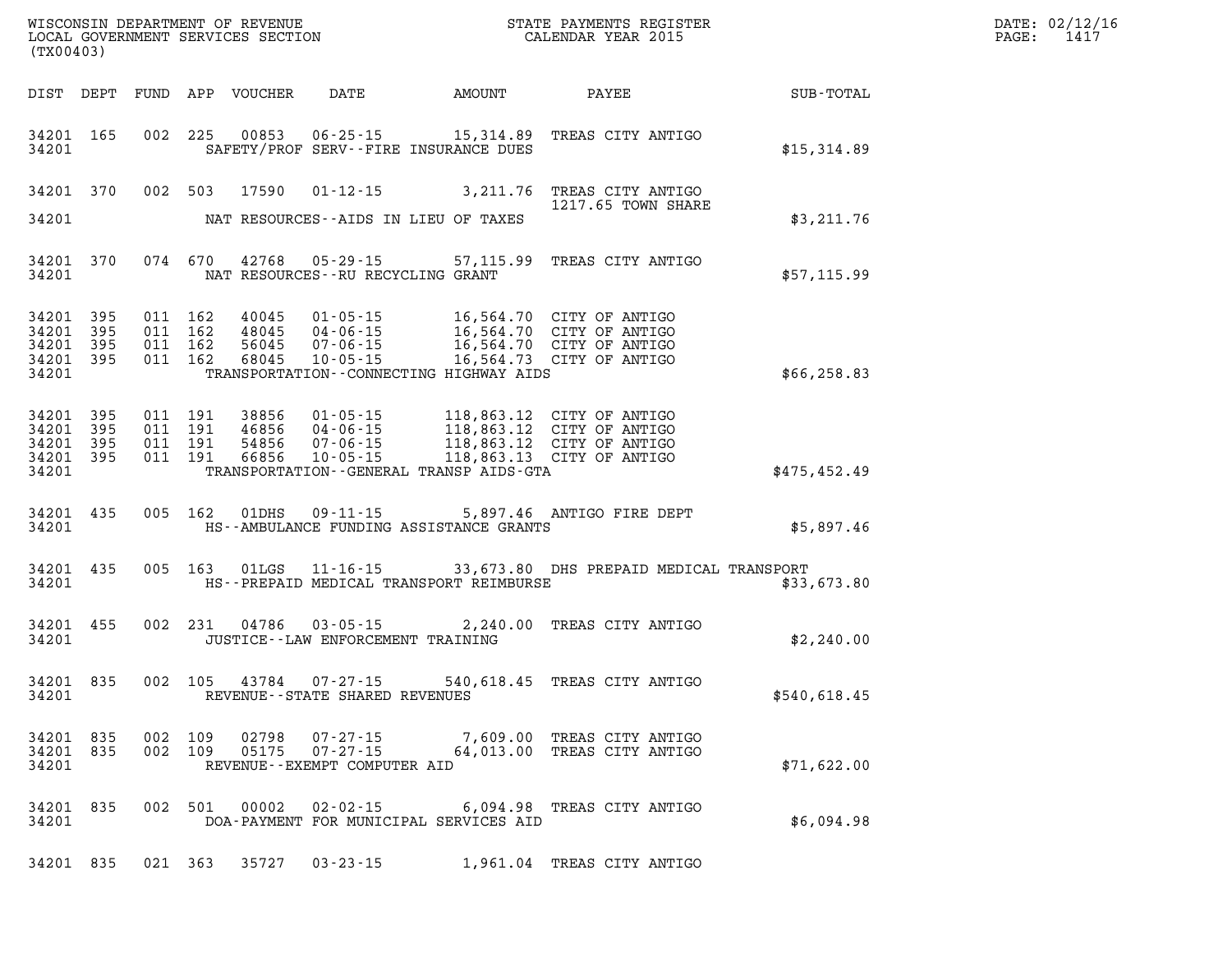| DIST | DEPT | FUND | APP | VOUCHER | DATE | AMOUNT | PAYEE | SUB-TOTAL |
|---|---|---|---|---|---|---|---|---|
| 34201 | 165 | 002 | 225 | 00853 | 06-25-15 | 15,314.89 | TREAS CITY ANTIGO | |
| 34201 | | | | | SAFETY/PROF SERV--FIRE INSURANCE DUES | | | $15,314.89 |
| 34201 | 370 | 002 | 503 | 17590 | 01-12-15 | 3,211.76 | TREAS CITY ANTIGO 1217.65 TOWN SHARE | |
| 34201 | | | | | NAT RESOURCES--AIDS IN LIEU OF TAXES | | | $3,211.76 |
| 34201 | 370 | 074 | 670 | 42768 | 05-29-15 | 57,115.99 | TREAS CITY ANTIGO | |
| 34201 | | | | | NAT RESOURCES--RU RECYCLING GRANT | | | $57,115.99 |
| 34201 | 395 | 011 | 162 | 40045 | 01-05-15 | 16,564.70 | CITY OF ANTIGO | |
| 34201 | 395 | 011 | 162 | 48045 | 04-06-15 | 16,564.70 | CITY OF ANTIGO | |
| 34201 | 395 | 011 | 162 | 56045 | 07-06-15 | 16,564.70 | CITY OF ANTIGO | |
| 34201 | 395 | 011 | 162 | 68045 | 10-05-15 | 16,564.73 | CITY OF ANTIGO | |
| 34201 | | | | | TRANSPORTATION--CONNECTING HIGHWAY AIDS | | | $66,258.83 |
| 34201 | 395 | 011 | 191 | 38856 | 01-05-15 | 118,863.12 | CITY OF ANTIGO | |
| 34201 | 395 | 011 | 191 | 46856 | 04-06-15 | 118,863.12 | CITY OF ANTIGO | |
| 34201 | 395 | 011 | 191 | 54856 | 07-06-15 | 118,863.12 | CITY OF ANTIGO | |
| 34201 | 395 | 011 | 191 | 66856 | 10-05-15 | 118,863.13 | CITY OF ANTIGO | |
| 34201 | | | | | TRANSPORTATION--GENERAL TRANSP AIDS-GTA | | | $475,452.49 |
| 34201 | 435 | 005 | 162 | 01DHS | 09-11-15 | 5,897.46 | ANTIGO FIRE DEPT | |
| 34201 | | | | | HS--AMBULANCE FUNDING ASSISTANCE GRANTS | | | $5,897.46 |
| 34201 | 435 | 005 | 163 | 01LGS | 11-16-15 | 33,673.80 | DHS PREPAID MEDICAL TRANSPORT | |
| 34201 | | | | | HS--PREPAID MEDICAL TRANSPORT REIMBURSE | | | $33,673.80 |
| 34201 | 455 | 002 | 231 | 04786 | 03-05-15 | 2,240.00 | TREAS CITY ANTIGO | |
| 34201 | | | | | JUSTICE--LAW ENFORCEMENT TRAINING | | | $2,240.00 |
| 34201 | 835 | 002 | 105 | 43784 | 07-27-15 | 540,618.45 | TREAS CITY ANTIGO | |
| 34201 | | | | | REVENUE--STATE SHARED REVENUES | | | $540,618.45 |
| 34201 | 835 | 002 | 109 | 02798 | 07-27-15 | 7,609.00 | TREAS CITY ANTIGO | |
| 34201 | 835 | 002 | 109 | 05175 | 07-27-15 | 64,013.00 | TREAS CITY ANTIGO | |
| 34201 | | | | | REVENUE--EXEMPT COMPUTER AID | | | $71,622.00 |
| 34201 | 835 | 002 | 501 | 00002 | 02-02-15 | 6,094.98 | TREAS CITY ANTIGO | |
| 34201 | | | | | DOA-PAYMENT FOR MUNICIPAL SERVICES AID | | | $6,094.98 |
| 34201 | 835 | 021 | 363 | 35727 | 03-23-15 | 1,961.04 | TREAS CITY ANTIGO | |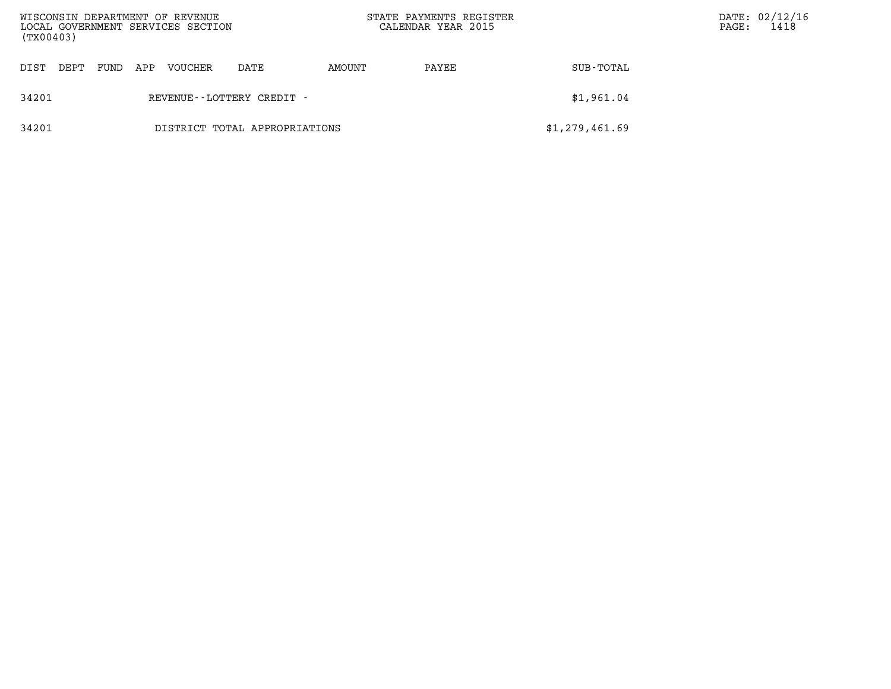| DIST | DEPT | FUND | APP | VOUCHER | DATE | AMOUNT | PAYEE | SUB-TOTAL |
|---|---|---|---|---|---|---|---|---|
| 34201 | | | | REVENUE--LOTTERY CREDIT - | | | | $1,961.04 |
| 34201 | | | | DISTRICT TOTAL APPROPRIATIONS | | | | $1,279,461.69 |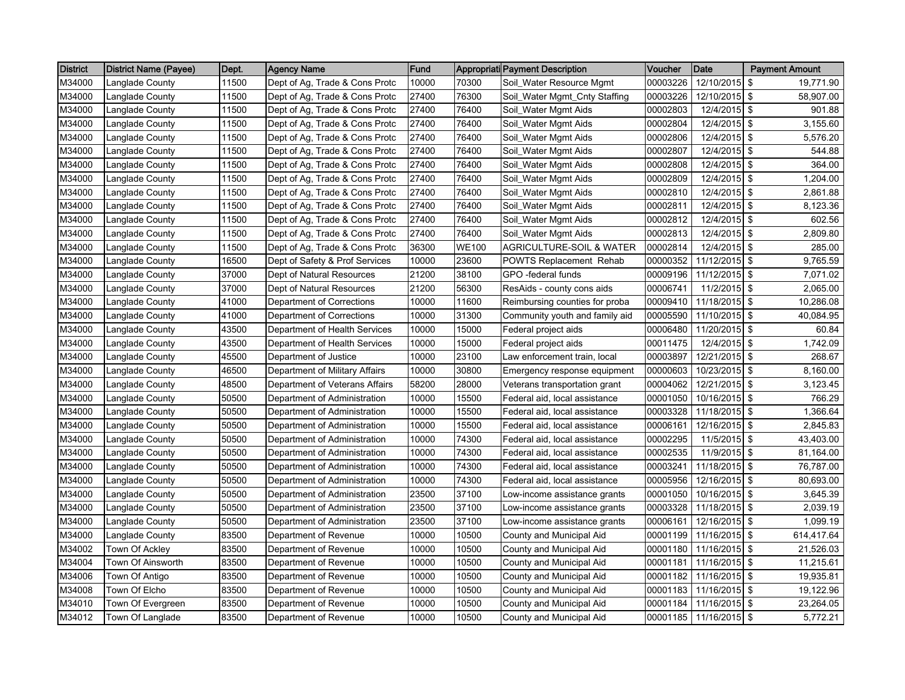| District | District Name (Payee) | Dept. | Agency Name | Fund | Appropriati | Payment Description | Voucher | Date | Payment Amount |
|---|---|---|---|---|---|---|---|---|---|
| M34000 | Langlade County | 11500 | Dept of Ag, Trade & Cons Protc | 10000 | 70300 | Soil_Water Resource Mgmt | 00003226 | 12/10/2015 | $ 19,771.90 |
| M34000 | Langlade County | 11500 | Dept of Ag, Trade & Cons Protc | 27400 | 76300 | Soil_Water Mgmt_Cnty Staffing | 00003226 | 12/10/2015 | $ 58,907.00 |
| M34000 | Langlade County | 11500 | Dept of Ag, Trade & Cons Protc | 27400 | 76400 | Soil_Water Mgmt Aids | 00002803 | 12/4/2015 | $ 901.88 |
| M34000 | Langlade County | 11500 | Dept of Ag, Trade & Cons Protc | 27400 | 76400 | Soil_Water Mgmt Aids | 00002804 | 12/4/2015 | $ 3,155.60 |
| M34000 | Langlade County | 11500 | Dept of Ag, Trade & Cons Protc | 27400 | 76400 | Soil_Water Mgmt Aids | 00002806 | 12/4/2015 | $ 5,576.20 |
| M34000 | Langlade County | 11500 | Dept of Ag, Trade & Cons Protc | 27400 | 76400 | Soil_Water Mgmt Aids | 00002807 | 12/4/2015 | $ 544.88 |
| M34000 | Langlade County | 11500 | Dept of Ag, Trade & Cons Protc | 27400 | 76400 | Soil_Water Mgmt Aids | 00002808 | 12/4/2015 | $ 364.00 |
| M34000 | Langlade County | 11500 | Dept of Ag, Trade & Cons Protc | 27400 | 76400 | Soil_Water Mgmt Aids | 00002809 | 12/4/2015 | $ 1,204.00 |
| M34000 | Langlade County | 11500 | Dept of Ag, Trade & Cons Protc | 27400 | 76400 | Soil_Water Mgmt Aids | 00002810 | 12/4/2015 | $ 2,861.88 |
| M34000 | Langlade County | 11500 | Dept of Ag, Trade & Cons Protc | 27400 | 76400 | Soil_Water Mgmt Aids | 00002811 | 12/4/2015 | $ 8,123.36 |
| M34000 | Langlade County | 11500 | Dept of Ag, Trade & Cons Protc | 27400 | 76400 | Soil_Water Mgmt Aids | 00002812 | 12/4/2015 | $ 602.56 |
| M34000 | Langlade County | 11500 | Dept of Ag, Trade & Cons Protc | 27400 | 76400 | Soil_Water Mgmt Aids | 00002813 | 12/4/2015 | $ 2,809.80 |
| M34000 | Langlade County | 11500 | Dept of Ag, Trade & Cons Protc | 36300 | WE100 | AGRICULTURE-SOIL & WATER | 00002814 | 12/4/2015 | $ 285.00 |
| M34000 | Langlade County | 16500 | Dept of Safety & Prof Services | 10000 | 23600 | POWTS Replacement Rehab | 00000352 | 11/12/2015 | $ 9,765.59 |
| M34000 | Langlade County | 37000 | Dept of Natural Resources | 21200 | 38100 | GPO -federal funds | 00009196 | 11/12/2015 | $ 7,071.02 |
| M34000 | Langlade County | 37000 | Dept of Natural Resources | 21200 | 56300 | ResAids - county cons aids | 00006741 | 11/2/2015 | $ 2,065.00 |
| M34000 | Langlade County | 41000 | Department of Corrections | 10000 | 11600 | Reimbursing counties for proba | 00009410 | 11/18/2015 | $ 10,286.08 |
| M34000 | Langlade County | 41000 | Department of Corrections | 10000 | 31300 | Community youth and family aid | 00005590 | 11/10/2015 | $ 40,084.95 |
| M34000 | Langlade County | 43500 | Department of Health Services | 10000 | 15000 | Federal project aids | 00006480 | 11/20/2015 | $ 60.84 |
| M34000 | Langlade County | 43500 | Department of Health Services | 10000 | 15000 | Federal project aids | 00011475 | 12/4/2015 | $ 1,742.09 |
| M34000 | Langlade County | 45500 | Department of Justice | 10000 | 23100 | Law enforcement train, local | 00003897 | 12/21/2015 | $ 268.67 |
| M34000 | Langlade County | 46500 | Department of Military Affairs | 10000 | 30800 | Emergency response equipment | 00000603 | 10/23/2015 | $ 8,160.00 |
| M34000 | Langlade County | 48500 | Department of Veterans Affairs | 58200 | 28000 | Veterans transportation grant | 00004062 | 12/21/2015 | $ 3,123.45 |
| M34000 | Langlade County | 50500 | Department of Administration | 10000 | 15500 | Federal aid, local assistance | 00001050 | 10/16/2015 | $ 766.29 |
| M34000 | Langlade County | 50500 | Department of Administration | 10000 | 15500 | Federal aid, local assistance | 00003328 | 11/18/2015 | $ 1,366.64 |
| M34000 | Langlade County | 50500 | Department of Administration | 10000 | 15500 | Federal aid, local assistance | 00006161 | 12/16/2015 | $ 2,845.83 |
| M34000 | Langlade County | 50500 | Department of Administration | 10000 | 74300 | Federal aid, local assistance | 00002295 | 11/5/2015 | $ 43,403.00 |
| M34000 | Langlade County | 50500 | Department of Administration | 10000 | 74300 | Federal aid, local assistance | 00002535 | 11/9/2015 | $ 81,164.00 |
| M34000 | Langlade County | 50500 | Department of Administration | 10000 | 74300 | Federal aid, local assistance | 00003241 | 11/18/2015 | $ 76,787.00 |
| M34000 | Langlade County | 50500 | Department of Administration | 10000 | 74300 | Federal aid, local assistance | 00005956 | 12/16/2015 | $ 80,693.00 |
| M34000 | Langlade County | 50500 | Department of Administration | 23500 | 37100 | Low-income assistance grants | 00001050 | 10/16/2015 | $ 3,645.39 |
| M34000 | Langlade County | 50500 | Department of Administration | 23500 | 37100 | Low-income assistance grants | 00003328 | 11/18/2015 | $ 2,039.19 |
| M34000 | Langlade County | 50500 | Department of Administration | 23500 | 37100 | Low-income assistance grants | 00006161 | 12/16/2015 | $ 1,099.19 |
| M34000 | Langlade County | 83500 | Department of Revenue | 10000 | 10500 | County and Municipal Aid | 00001199 | 11/16/2015 | $ 614,417.64 |
| M34002 | Town Of Ackley | 83500 | Department of Revenue | 10000 | 10500 | County and Municipal Aid | 00001180 | 11/16/2015 | $ 21,526.03 |
| M34004 | Town Of Ainsworth | 83500 | Department of Revenue | 10000 | 10500 | County and Municipal Aid | 00001181 | 11/16/2015 | $ 11,215.61 |
| M34006 | Town Of Antigo | 83500 | Department of Revenue | 10000 | 10500 | County and Municipal Aid | 00001182 | 11/16/2015 | $ 19,935.81 |
| M34008 | Town Of Elcho | 83500 | Department of Revenue | 10000 | 10500 | County and Municipal Aid | 00001183 | 11/16/2015 | $ 19,122.96 |
| M34010 | Town Of Evergreen | 83500 | Department of Revenue | 10000 | 10500 | County and Municipal Aid | 00001184 | 11/16/2015 | $ 23,264.05 |
| M34012 | Town Of Langlade | 83500 | Department of Revenue | 10000 | 10500 | County and Municipal Aid | 00001185 | 11/16/2015 | $ 5,772.21 |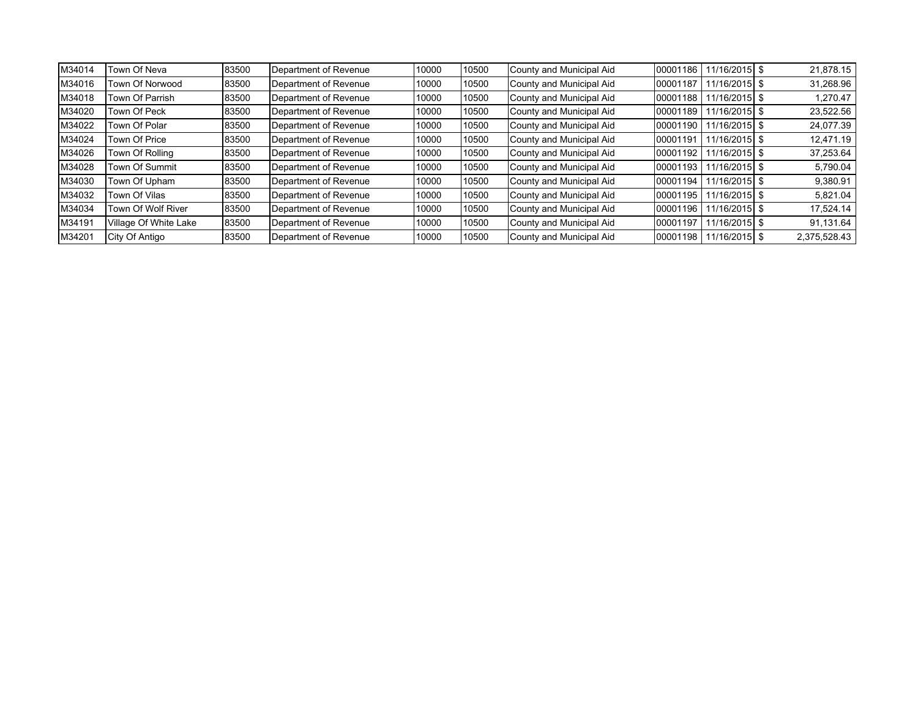| | | | | | | | | | | |
|---|---|---|---|---|---|---|---|---|---|---|
| M34014 | Town Of Neva | 83500 | Department of Revenue | 10000 | 10500 | County and Municipal Aid | 00001186 | 11/16/2015 | $ | 21,878.15 |
| M34016 | Town Of Norwood | 83500 | Department of Revenue | 10000 | 10500 | County and Municipal Aid | 00001187 | 11/16/2015 | $ | 31,268.96 |
| M34018 | Town Of Parrish | 83500 | Department of Revenue | 10000 | 10500 | County and Municipal Aid | 00001188 | 11/16/2015 | $ | 1,270.47 |
| M34020 | Town Of Peck | 83500 | Department of Revenue | 10000 | 10500 | County and Municipal Aid | 00001189 | 11/16/2015 | $ | 23,522.56 |
| M34022 | Town Of Polar | 83500 | Department of Revenue | 10000 | 10500 | County and Municipal Aid | 00001190 | 11/16/2015 | $ | 24,077.39 |
| M34024 | Town Of Price | 83500 | Department of Revenue | 10000 | 10500 | County and Municipal Aid | 00001191 | 11/16/2015 | $ | 12,471.19 |
| M34026 | Town Of Rolling | 83500 | Department of Revenue | 10000 | 10500 | County and Municipal Aid | 00001192 | 11/16/2015 | $ | 37,253.64 |
| M34028 | Town Of Summit | 83500 | Department of Revenue | 10000 | 10500 | County and Municipal Aid | 00001193 | 11/16/2015 | $ | 5,790.04 |
| M34030 | Town Of Upham | 83500 | Department of Revenue | 10000 | 10500 | County and Municipal Aid | 00001194 | 11/16/2015 | $ | 9,380.91 |
| M34032 | Town Of Vilas | 83500 | Department of Revenue | 10000 | 10500 | County and Municipal Aid | 00001195 | 11/16/2015 | $ | 5,821.04 |
| M34034 | Town Of Wolf River | 83500 | Department of Revenue | 10000 | 10500 | County and Municipal Aid | 00001196 | 11/16/2015 | $ | 17,524.14 |
| M34191 | Village Of White Lake | 83500 | Department of Revenue | 10000 | 10500 | County and Municipal Aid | 00001197 | 11/16/2015 | $ | 91,131.64 |
| M34201 | City Of Antigo | 83500 | Department of Revenue | 10000 | 10500 | County and Municipal Aid | 00001198 | 11/16/2015 | $ | 2,375,528.43 |